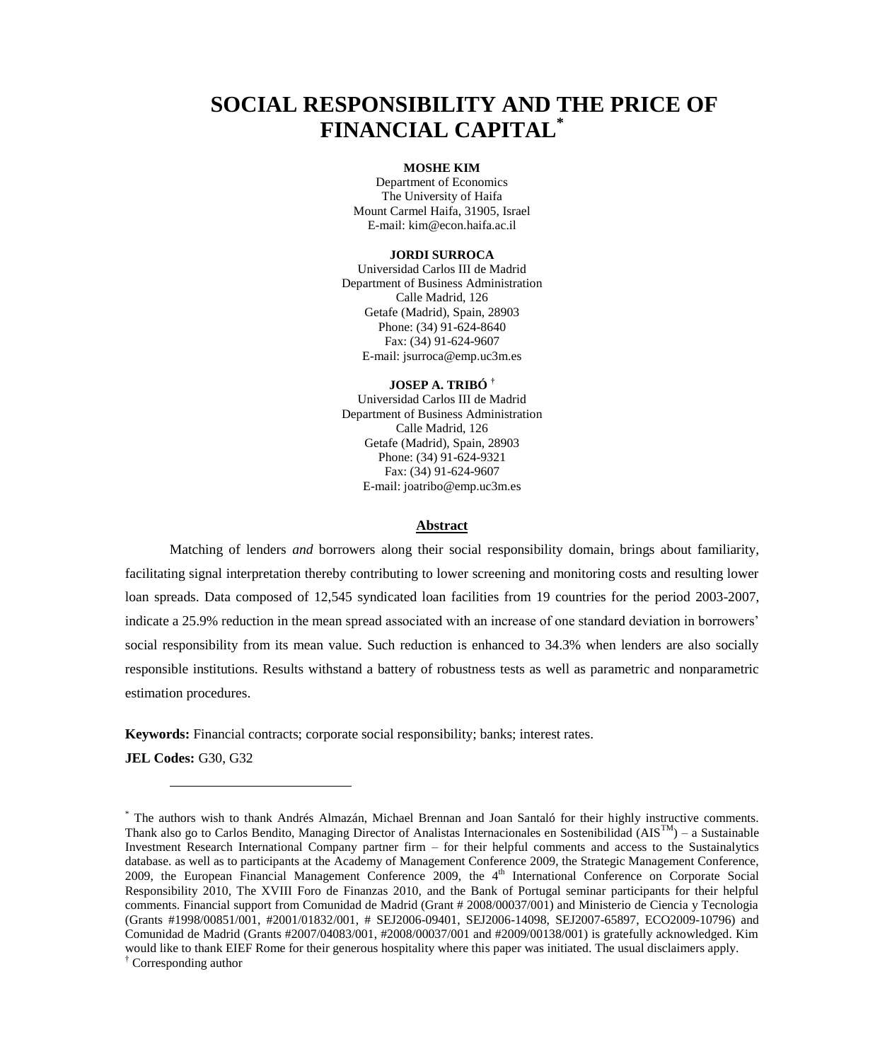# SOCIAL RESPONSIBILITY AND THE PRICE OF FINANCIAL CAPITAL[*]

**MOSHE KIM**
Department of Economics
The University of Haifa
Mount Carmel Haifa, 31905, Israel
E-mail: kim@econ.haifa.ac.il

**JORDI SURROCA**
Universidad Carlos III de Madrid
Department of Business Administration
Calle Madrid, 126
Getafe (Madrid), Spain, 28903
Phone: (34) 91-624-8640
Fax: (34) 91-624-9607
E-mail: jsurroca@emp.uc3m.es

**JOSEP A. TRIBÓ** [†]
Universidad Carlos III de Madrid
Department of Business Administration
Calle Madrid, 126
Getafe (Madrid), Spain, 28903
Phone: (34) 91-624-9321
Fax: (34) 91-624-9607
E-mail: joatribo@emp.uc3m.es

## Abstract

Matching of lenders *and* borrowers along their social responsibility domain, brings about familiarity, facilitating signal interpretation thereby contributing to lower screening and monitoring costs and resulting lower loan spreads. Data composed of 12,545 syndicated loan facilities from 19 countries for the period 2003-2007, indicate a 25.9% reduction in the mean spread associated with an increase of one standard deviation in borrowers' social responsibility from its mean value. Such reduction is enhanced to 34.3% when lenders are also socially responsible institutions. Results withstand a battery of robustness tests as well as parametric and nonparametric estimation procedures.

**Keywords:** Financial contracts; corporate social responsibility; banks; interest rates.

**JEL Codes:** G30, G32

---

[*] The authors wish to thank Andrés Almazán, Michael Brennan and Joan Santaló for their highly instructive comments. Thank also go to Carlos Bendito, Managing Director of Analistas Internacionales en Sostenibilidad (AIS[TM]) – a Sustainable Investment Research International Company partner firm – for their helpful comments and access to the Sustainalytics database. as well as to participants at the Academy of Management Conference 2009, the Strategic Management Conference, 2009, the European Financial Management Conference 2009, the 4[th] International Conference on Corporate Social Responsibility 2010, The XVIII Foro de Finanzas 2010, and the Bank of Portugal seminar participants for their helpful comments. Financial support from Comunidad de Madrid (Grant # 2008/00037/001) and Ministerio de Ciencia y Tecnologia (Grants #1998/00851/001, #2001/01832/001, # SEJ2006-09401, SEJ2006-14098, SEJ2007-65897, ECO2009-10796) and Comunidad de Madrid (Grants #2007/04083/001, #2008/00037/001 and #2009/00138/001) is gratefully acknowledged. Kim would like to thank EIEF Rome for their generous hospitality where this paper was initiated. The usual disclaimers apply.

[†] Corresponding author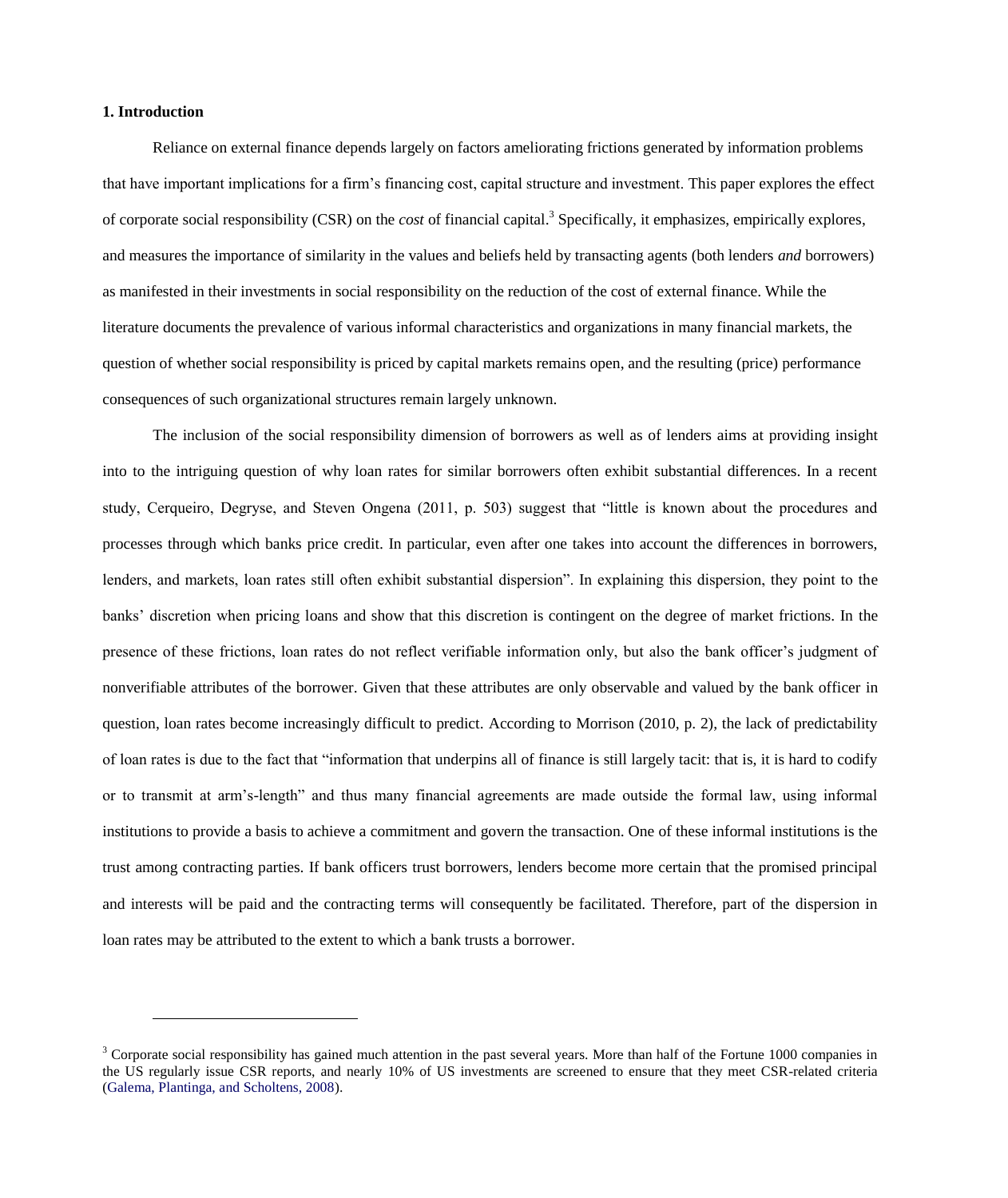## 1. Introduction

Reliance on external finance depends largely on factors ameliorating frictions generated by information problems that have important implications for a firm's financing cost, capital structure and investment. This paper explores the effect of corporate social responsibility (CSR) on the *cost* of financial capital.[3] Specifically, it emphasizes, empirically explores, and measures the importance of similarity in the values and beliefs held by transacting agents (both lenders *and* borrowers) as manifested in their investments in social responsibility on the reduction of the cost of external finance. While the literature documents the prevalence of various informal characteristics and organizations in many financial markets, the question of whether social responsibility is priced by capital markets remains open, and the resulting (price) performance consequences of such organizational structures remain largely unknown.

The inclusion of the social responsibility dimension of borrowers as well as of lenders aims at providing insight into to the intriguing question of why loan rates for similar borrowers often exhibit substantial differences. In a recent study, Cerqueiro, Degryse, and Steven Ongena (2011, p. 503) suggest that "little is known about the procedures and processes through which banks price credit. In particular, even after one takes into account the differences in borrowers, lenders, and markets, loan rates still often exhibit substantial dispersion". In explaining this dispersion, they point to the banks' discretion when pricing loans and show that this discretion is contingent on the degree of market frictions. In the presence of these frictions, loan rates do not reflect verifiable information only, but also the bank officer's judgment of nonverifiable attributes of the borrower. Given that these attributes are only observable and valued by the bank officer in question, loan rates become increasingly difficult to predict. According to Morrison (2010, p. 2), the lack of predictability of loan rates is due to the fact that "information that underpins all of finance is still largely tacit: that is, it is hard to codify or to transmit at arm's-length" and thus many financial agreements are made outside the formal law, using informal institutions to provide a basis to achieve a commitment and govern the transaction. One of these informal institutions is the trust among contracting parties. If bank officers trust borrowers, lenders become more certain that the promised principal and interests will be paid and the contracting terms will consequently be facilitated. Therefore, part of the dispersion in loan rates may be attributed to the extent to which a bank trusts a borrower.

---

[3] Corporate social responsibility has gained much attention in the past several years. More than half of the Fortune 1000 companies in the US regularly issue CSR reports, and nearly 10% of US investments are screened to ensure that they meet CSR-related criteria (Galema, Plantinga, and Scholtens, 2008).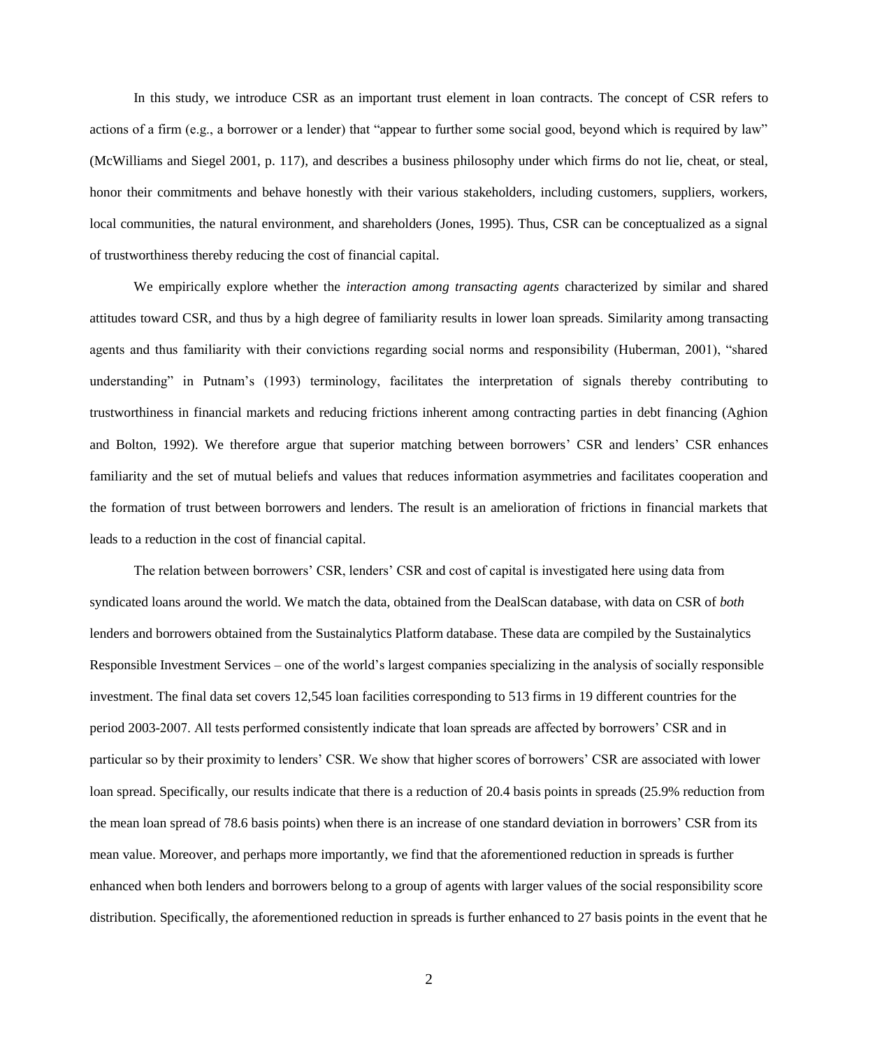In this study, we introduce CSR as an important trust element in loan contracts. The concept of CSR refers to actions of a firm (e.g., a borrower or a lender) that "appear to further some social good, beyond which is required by law" (McWilliams and Siegel 2001, p. 117), and describes a business philosophy under which firms do not lie, cheat, or steal, honor their commitments and behave honestly with their various stakeholders, including customers, suppliers, workers, local communities, the natural environment, and shareholders (Jones, 1995). Thus, CSR can be conceptualized as a signal of trustworthiness thereby reducing the cost of financial capital.

We empirically explore whether the *interaction among transacting agents* characterized by similar and shared attitudes toward CSR, and thus by a high degree of familiarity results in lower loan spreads. Similarity among transacting agents and thus familiarity with their convictions regarding social norms and responsibility (Huberman, 2001), "shared understanding" in Putnam's (1993) terminology, facilitates the interpretation of signals thereby contributing to trustworthiness in financial markets and reducing frictions inherent among contracting parties in debt financing (Aghion and Bolton, 1992). We therefore argue that superior matching between borrowers' CSR and lenders' CSR enhances familiarity and the set of mutual beliefs and values that reduces information asymmetries and facilitates cooperation and the formation of trust between borrowers and lenders. The result is an amelioration of frictions in financial markets that leads to a reduction in the cost of financial capital.

The relation between borrowers' CSR, lenders' CSR and cost of capital is investigated here using data from syndicated loans around the world. We match the data, obtained from the DealScan database, with data on CSR of *both* lenders and borrowers obtained from the Sustainalytics Platform database. These data are compiled by the Sustainalytics Responsible Investment Services – one of the world's largest companies specializing in the analysis of socially responsible investment. The final data set covers 12,545 loan facilities corresponding to 513 firms in 19 different countries for the period 2003-2007. All tests performed consistently indicate that loan spreads are affected by borrowers' CSR and in particular so by their proximity to lenders' CSR. We show that higher scores of borrowers' CSR are associated with lower loan spread. Specifically, our results indicate that there is a reduction of 20.4 basis points in spreads (25.9% reduction from the mean loan spread of 78.6 basis points) when there is an increase of one standard deviation in borrowers' CSR from its mean value. Moreover, and perhaps more importantly, we find that the aforementioned reduction in spreads is further enhanced when both lenders and borrowers belong to a group of agents with larger values of the social responsibility score distribution. Specifically, the aforementioned reduction in spreads is further enhanced to 27 basis points in the event that he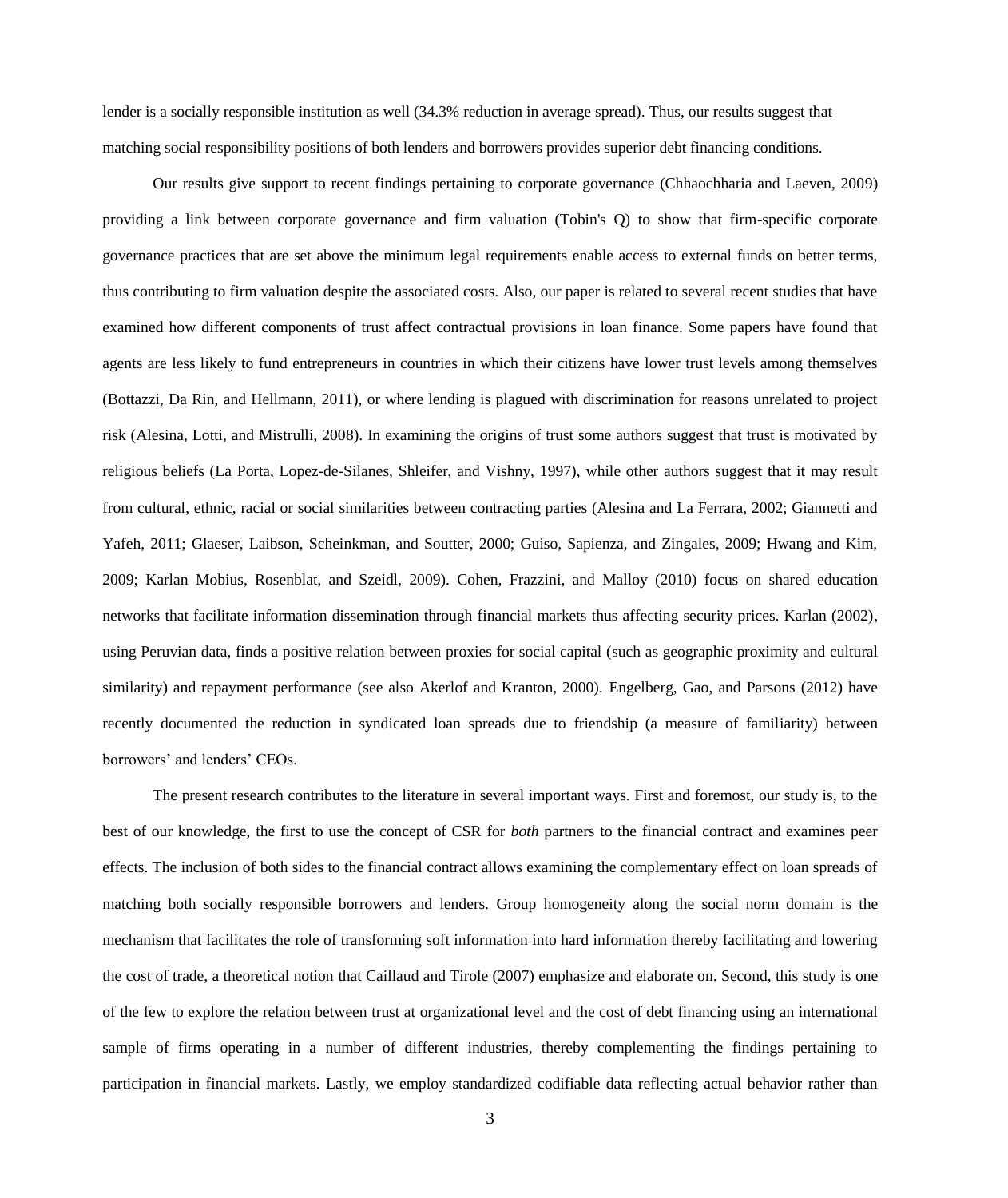lender is a socially responsible institution as well (34.3% reduction in average spread). Thus, our results suggest that matching social responsibility positions of both lenders and borrowers provides superior debt financing conditions.

Our results give support to recent findings pertaining to corporate governance (Chhaochharia and Laeven, 2009) providing a link between corporate governance and firm valuation (Tobin's Q) to show that firm-specific corporate governance practices that are set above the minimum legal requirements enable access to external funds on better terms, thus contributing to firm valuation despite the associated costs. Also, our paper is related to several recent studies that have examined how different components of trust affect contractual provisions in loan finance. Some papers have found that agents are less likely to fund entrepreneurs in countries in which their citizens have lower trust levels among themselves (Bottazzi, Da Rin, and Hellmann, 2011), or where lending is plagued with discrimination for reasons unrelated to project risk (Alesina, Lotti, and Mistrulli, 2008). In examining the origins of trust some authors suggest that trust is motivated by religious beliefs (La Porta, Lopez-de-Silanes, Shleifer, and Vishny, 1997), while other authors suggest that it may result from cultural, ethnic, racial or social similarities between contracting parties (Alesina and La Ferrara, 2002; Giannetti and Yafeh, 2011; Glaeser, Laibson, Scheinkman, and Soutter, 2000; Guiso, Sapienza, and Zingales, 2009; Hwang and Kim, 2009; Karlan Mobius, Rosenblat, and Szeidl, 2009). Cohen, Frazzini, and Malloy (2010) focus on shared education networks that facilitate information dissemination through financial markets thus affecting security prices. Karlan (2002), using Peruvian data, finds a positive relation between proxies for social capital (such as geographic proximity and cultural similarity) and repayment performance (see also Akerlof and Kranton, 2000). Engelberg, Gao, and Parsons (2012) have recently documented the reduction in syndicated loan spreads due to friendship (a measure of familiarity) between borrowers' and lenders' CEOs.

The present research contributes to the literature in several important ways. First and foremost, our study is, to the best of our knowledge, the first to use the concept of CSR for *both* partners to the financial contract and examines peer effects. The inclusion of both sides to the financial contract allows examining the complementary effect on loan spreads of matching both socially responsible borrowers and lenders. Group homogeneity along the social norm domain is the mechanism that facilitates the role of transforming soft information into hard information thereby facilitating and lowering the cost of trade, a theoretical notion that Caillaud and Tirole (2007) emphasize and elaborate on. Second, this study is one of the few to explore the relation between trust at organizational level and the cost of debt financing using an international sample of firms operating in a number of different industries, thereby complementing the findings pertaining to participation in financial markets. Lastly, we employ standardized codifiable data reflecting actual behavior rather than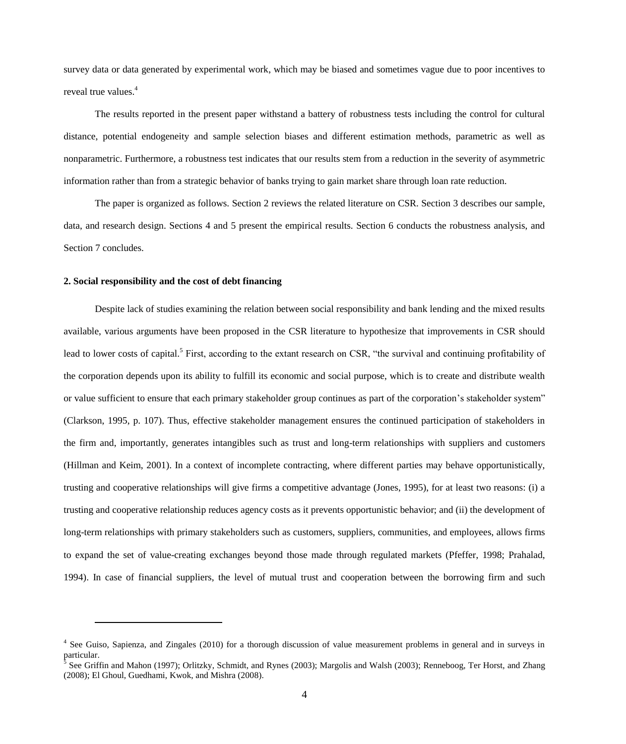survey data or data generated by experimental work, which may be biased and sometimes vague due to poor incentives to reveal true values.[4]

The results reported in the present paper withstand a battery of robustness tests including the control for cultural distance, potential endogeneity and sample selection biases and different estimation methods, parametric as well as nonparametric. Furthermore, a robustness test indicates that our results stem from a reduction in the severity of asymmetric information rather than from a strategic behavior of banks trying to gain market share through loan rate reduction.

The paper is organized as follows. Section 2 reviews the related literature on CSR. Section 3 describes our sample, data, and research design. Sections 4 and 5 present the empirical results. Section 6 conducts the robustness analysis, and Section 7 concludes.

## 2. Social responsibility and the cost of debt financing

Despite lack of studies examining the relation between social responsibility and bank lending and the mixed results available, various arguments have been proposed in the CSR literature to hypothesize that improvements in CSR should lead to lower costs of capital.[5] First, according to the extant research on CSR, "the survival and continuing profitability of the corporation depends upon its ability to fulfill its economic and social purpose, which is to create and distribute wealth or value sufficient to ensure that each primary stakeholder group continues as part of the corporation's stakeholder system" (Clarkson, 1995, p. 107). Thus, effective stakeholder management ensures the continued participation of stakeholders in the firm and, importantly, generates intangibles such as trust and long-term relationships with suppliers and customers (Hillman and Keim, 2001). In a context of incomplete contracting, where different parties may behave opportunistically, trusting and cooperative relationships will give firms a competitive advantage (Jones, 1995), for at least two reasons: (i) a trusting and cooperative relationship reduces agency costs as it prevents opportunistic behavior; and (ii) the development of long-term relationships with primary stakeholders such as customers, suppliers, communities, and employees, allows firms to expand the set of value-creating exchanges beyond those made through regulated markets (Pfeffer, 1998; Prahalad, 1994). In case of financial suppliers, the level of mutual trust and cooperation between the borrowing firm and such

---

[4] See Guiso, Sapienza, and Zingales (2010) for a thorough discussion of value measurement problems in general and in surveys in particular.

[5] See Griffin and Mahon (1997); Orlitzky, Schmidt, and Rynes (2003); Margolis and Walsh (2003); Renneboog, Ter Horst, and Zhang (2008); El Ghoul, Guedhami, Kwok, and Mishra (2008).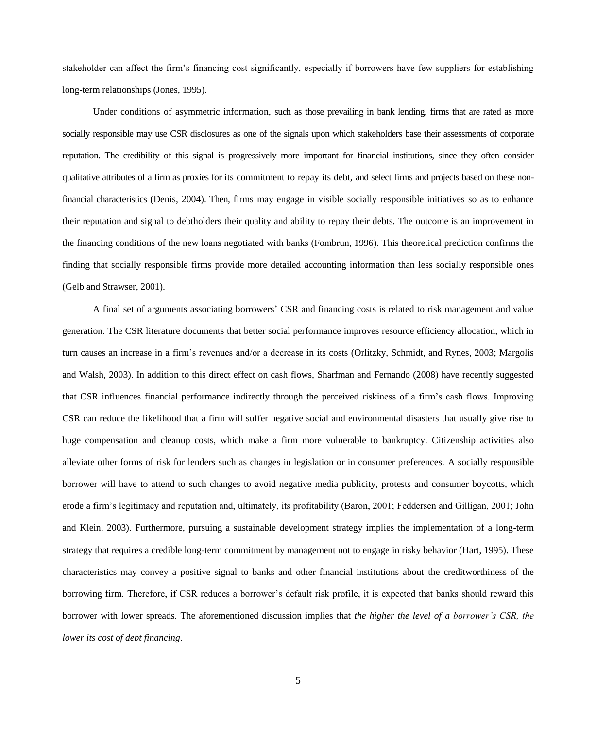stakeholder can affect the firm's financing cost significantly, especially if borrowers have few suppliers for establishing long-term relationships (Jones, 1995).

Under conditions of asymmetric information, such as those prevailing in bank lending, firms that are rated as more socially responsible may use CSR disclosures as one of the signals upon which stakeholders base their assessments of corporate reputation. The credibility of this signal is progressively more important for financial institutions, since they often consider qualitative attributes of a firm as proxies for its commitment to repay its debt, and select firms and projects based on these non-financial characteristics (Denis, 2004). Then, firms may engage in visible socially responsible initiatives so as to enhance their reputation and signal to debtholders their quality and ability to repay their debts. The outcome is an improvement in the financing conditions of the new loans negotiated with banks (Fombrun, 1996). This theoretical prediction confirms the finding that socially responsible firms provide more detailed accounting information than less socially responsible ones (Gelb and Strawser, 2001).

A final set of arguments associating borrowers' CSR and financing costs is related to risk management and value generation. The CSR literature documents that better social performance improves resource efficiency allocation, which in turn causes an increase in a firm's revenues and/or a decrease in its costs (Orlitzky, Schmidt, and Rynes, 2003; Margolis and Walsh, 2003). In addition to this direct effect on cash flows, Sharfman and Fernando (2008) have recently suggested that CSR influences financial performance indirectly through the perceived riskiness of a firm's cash flows. Improving CSR can reduce the likelihood that a firm will suffer negative social and environmental disasters that usually give rise to huge compensation and cleanup costs, which make a firm more vulnerable to bankruptcy. Citizenship activities also alleviate other forms of risk for lenders such as changes in legislation or in consumer preferences. A socially responsible borrower will have to attend to such changes to avoid negative media publicity, protests and consumer boycotts, which erode a firm's legitimacy and reputation and, ultimately, its profitability (Baron, 2001; Feddersen and Gilligan, 2001; John and Klein, 2003). Furthermore, pursuing a sustainable development strategy implies the implementation of a long-term strategy that requires a credible long-term commitment by management not to engage in risky behavior (Hart, 1995). These characteristics may convey a positive signal to banks and other financial institutions about the creditworthiness of the borrowing firm. Therefore, if CSR reduces a borrower's default risk profile, it is expected that banks should reward this borrower with lower spreads. The aforementioned discussion implies that *the higher the level of a borrower's CSR, the lower its cost of debt financing*.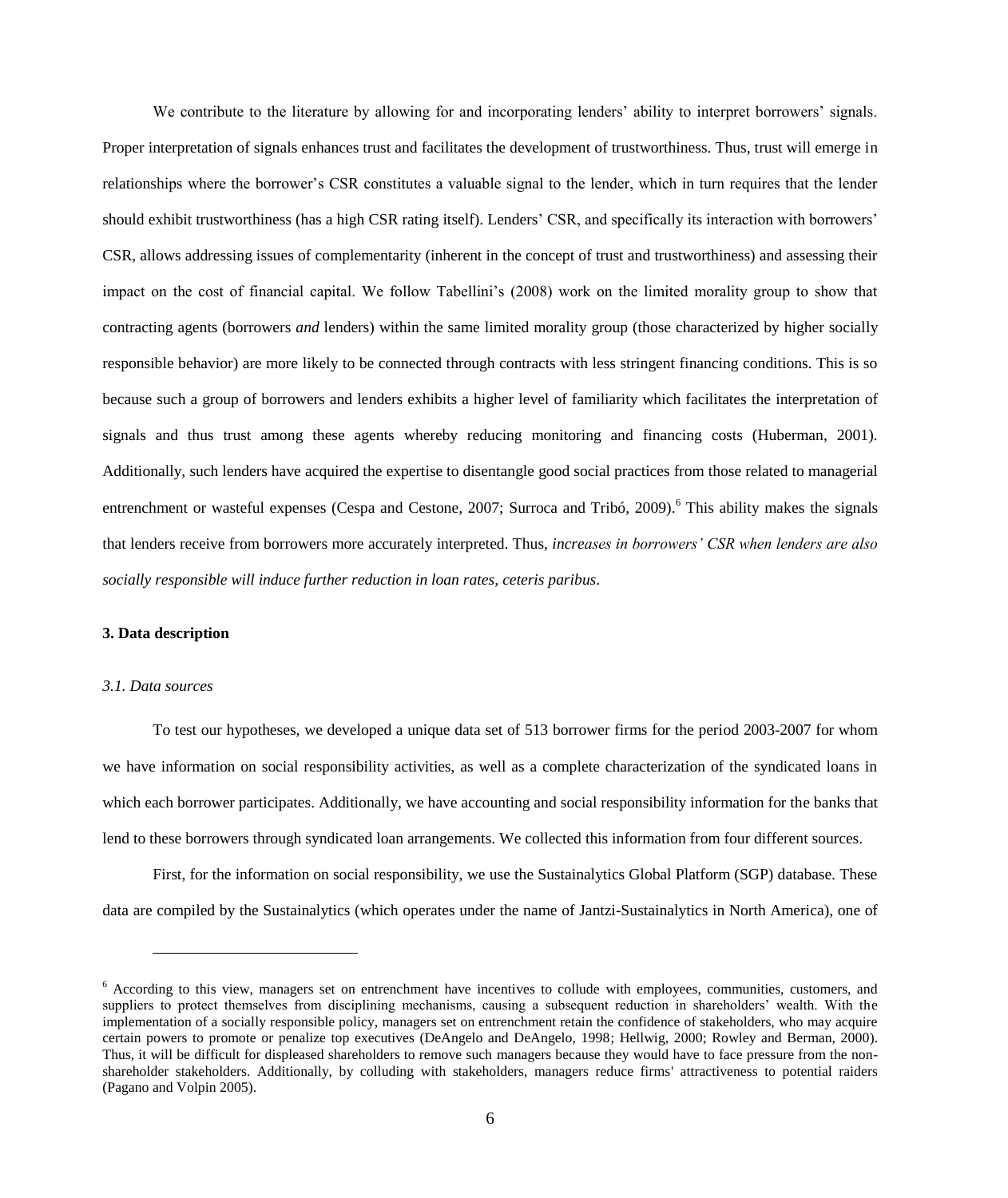We contribute to the literature by allowing for and incorporating lenders' ability to interpret borrowers' signals. Proper interpretation of signals enhances trust and facilitates the development of trustworthiness. Thus, trust will emerge in relationships where the borrower's CSR constitutes a valuable signal to the lender, which in turn requires that the lender should exhibit trustworthiness (has a high CSR rating itself). Lenders' CSR, and specifically its interaction with borrowers' CSR, allows addressing issues of complementarity (inherent in the concept of trust and trustworthiness) and assessing their impact on the cost of financial capital. We follow Tabellini's (2008) work on the limited morality group to show that contracting agents (borrowers *and* lenders) within the same limited morality group (those characterized by higher socially responsible behavior) are more likely to be connected through contracts with less stringent financing conditions. This is so because such a group of borrowers and lenders exhibits a higher level of familiarity which facilitates the interpretation of signals and thus trust among these agents whereby reducing monitoring and financing costs (Huberman, 2001). Additionally, such lenders have acquired the expertise to disentangle good social practices from those related to managerial entrenchment or wasteful expenses (Cespa and Cestone, 2007; Surroca and Tribó, 2009).[6] This ability makes the signals that lenders receive from borrowers more accurately interpreted. Thus, *increases in borrowers' CSR when lenders are also socially responsible will induce further reduction in loan rates, ceteris paribus*.

### 3. Data description

#### *3.1. Data sources*

To test our hypotheses, we developed a unique data set of 513 borrower firms for the period 2003-2007 for whom we have information on social responsibility activities, as well as a complete characterization of the syndicated loans in which each borrower participates. Additionally, we have accounting and social responsibility information for the banks that lend to these borrowers through syndicated loan arrangements. We collected this information from four different sources.

First, for the information on social responsibility, we use the Sustainalytics Global Platform (SGP) database. These data are compiled by the Sustainalytics (which operates under the name of Jantzi-Sustainalytics in North America), one of

[6] According to this view, managers set on entrenchment have incentives to collude with employees, communities, customers, and suppliers to protect themselves from disciplining mechanisms, causing a subsequent reduction in shareholders' wealth. With the implementation of a socially responsible policy, managers set on entrenchment retain the confidence of stakeholders, who may acquire certain powers to promote or penalize top executives (DeAngelo and DeAngelo, 1998; Hellwig, 2000; Rowley and Berman, 2000). Thus, it will be difficult for displeased shareholders to remove such managers because they would have to face pressure from the non-shareholder stakeholders. Additionally, by colluding with stakeholders, managers reduce firms' attractiveness to potential raiders (Pagano and Volpin 2005).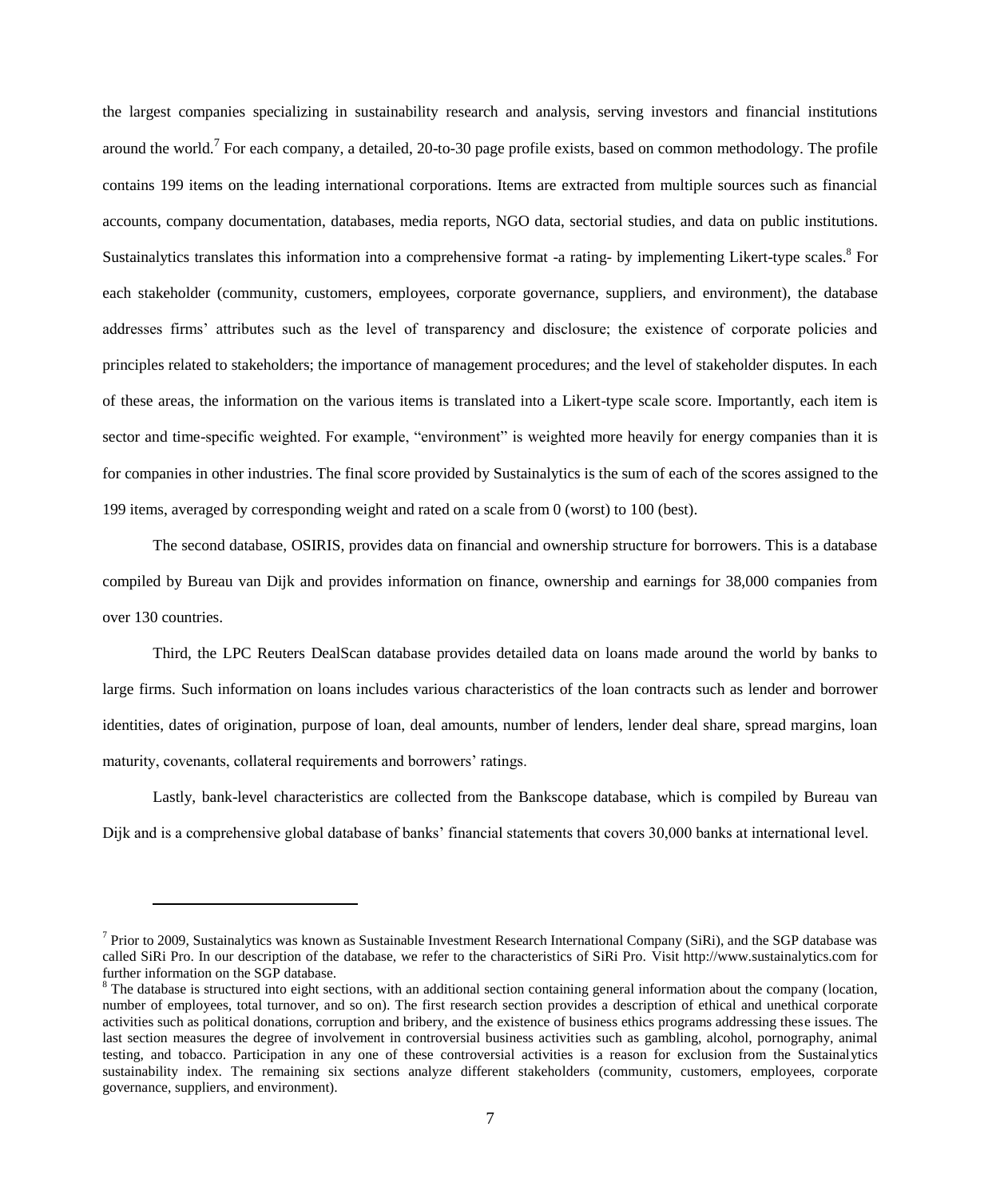the largest companies specializing in sustainability research and analysis, serving investors and financial institutions around the world.[7] For each company, a detailed, 20-to-30 page profile exists, based on common methodology. The profile contains 199 items on the leading international corporations. Items are extracted from multiple sources such as financial accounts, company documentation, databases, media reports, NGO data, sectorial studies, and data on public institutions. Sustainalytics translates this information into a comprehensive format -a rating- by implementing Likert-type scales.[8] For each stakeholder (community, customers, employees, corporate governance, suppliers, and environment), the database addresses firms' attributes such as the level of transparency and disclosure; the existence of corporate policies and principles related to stakeholders; the importance of management procedures; and the level of stakeholder disputes. In each of these areas, the information on the various items is translated into a Likert-type scale score. Importantly, each item is sector and time-specific weighted. For example, "environment" is weighted more heavily for energy companies than it is for companies in other industries. The final score provided by Sustainalytics is the sum of each of the scores assigned to the 199 items, averaged by corresponding weight and rated on a scale from 0 (worst) to 100 (best).

The second database, OSIRIS, provides data on financial and ownership structure for borrowers. This is a database compiled by Bureau van Dijk and provides information on finance, ownership and earnings for 38,000 companies from over 130 countries.

Third, the LPC Reuters DealScan database provides detailed data on loans made around the world by banks to large firms. Such information on loans includes various characteristics of the loan contracts such as lender and borrower identities, dates of origination, purpose of loan, deal amounts, number of lenders, lender deal share, spread margins, loan maturity, covenants, collateral requirements and borrowers' ratings.

Lastly, bank-level characteristics are collected from the Bankscope database, which is compiled by Bureau van Dijk and is a comprehensive global database of banks' financial statements that covers 30,000 banks at international level.

---

[7] Prior to 2009, Sustainalytics was known as Sustainable Investment Research International Company (SiRi), and the SGP database was called SiRi Pro. In our description of the database, we refer to the characteristics of SiRi Pro. Visit http://www.sustainalytics.com for further information on the SGP database.

[8] The database is structured into eight sections, with an additional section containing general information about the company (location, number of employees, total turnover, and so on). The first research section provides a description of ethical and unethical corporate activities such as political donations, corruption and bribery, and the existence of business ethics programs addressing these issues. The last section measures the degree of involvement in controversial business activities such as gambling, alcohol, pornography, animal testing, and tobacco. Participation in any one of these controversial activities is a reason for exclusion from the Sustainalytics sustainability index. The remaining six sections analyze different stakeholders (community, customers, employees, corporate governance, suppliers, and environment).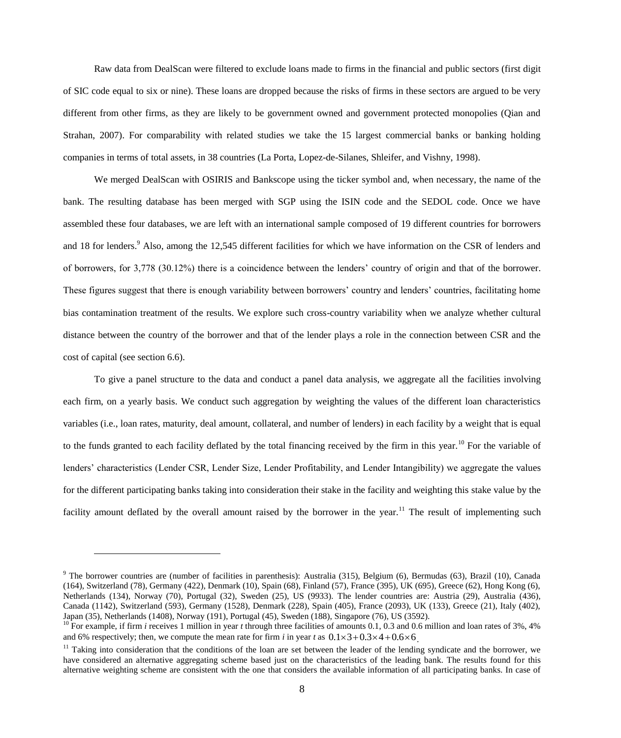Raw data from DealScan were filtered to exclude loans made to firms in the financial and public sectors (first digit of SIC code equal to six or nine). These loans are dropped because the risks of firms in these sectors are argued to be very different from other firms, as they are likely to be government owned and government protected monopolies (Qian and Strahan, 2007). For comparability with related studies we take the 15 largest commercial banks or banking holding companies in terms of total assets, in 38 countries (La Porta, Lopez-de-Silanes, Shleifer, and Vishny, 1998).

We merged DealScan with OSIRIS and Bankscope using the ticker symbol and, when necessary, the name of the bank. The resulting database has been merged with SGP using the ISIN code and the SEDOL code. Once we have assembled these four databases, we are left with an international sample composed of 19 different countries for borrowers and 18 for lenders.[9] Also, among the 12,545 different facilities for which we have information on the CSR of lenders and of borrowers, for 3,778 (30.12%) there is a coincidence between the lenders' country of origin and that of the borrower. These figures suggest that there is enough variability between borrowers' country and lenders' countries, facilitating home bias contamination treatment of the results. We explore such cross-country variability when we analyze whether cultural distance between the country of the borrower and that of the lender plays a role in the connection between CSR and the cost of capital (see section 6.6).

To give a panel structure to the data and conduct a panel data analysis, we aggregate all the facilities involving each firm, on a yearly basis. We conduct such aggregation by weighting the values of the different loan characteristics variables (i.e., loan rates, maturity, deal amount, collateral, and number of lenders) in each facility by a weight that is equal to the funds granted to each facility deflated by the total financing received by the firm in this year.[10] For the variable of lenders' characteristics (Lender CSR, Lender Size, Lender Profitability, and Lender Intangibility) we aggregate the values for the different participating banks taking into consideration their stake in the facility and weighting this stake value by the facility amount deflated by the overall amount raised by the borrower in the year.[11] The result of implementing such

---

[9] The borrower countries are (number of facilities in parenthesis): Australia (315), Belgium (6), Bermudas (63), Brazil (10), Canada (164), Switzerland (78), Germany (422), Denmark (10), Spain (68), Finland (57), France (395), UK (695), Greece (62), Hong Kong (6), Netherlands (134), Norway (70), Portugal (32), Sweden (25), US (9933). The lender countries are: Austria (29), Australia (436), Canada (1142), Switzerland (593), Germany (1528), Denmark (228), Spain (405), France (2093), UK (133), Greece (21), Italy (402), Japan (35), Netherlands (1408), Norway (191), Portugal (45), Sweden (188), Singapore (76), US (3592).

[10] For example, if firm *i* receives 1 million in year *t* through three facilities of amounts 0.1, 0.3 and 0.6 million and loan rates of 3%, 4% and 6% respectively; then, we compute the mean rate for firm *i* in year *t* as $0.1\times3+0.3\times4+0.6\times6$.

[11] Taking into consideration that the conditions of the loan are set between the leader of the lending syndicate and the borrower, we have considered an alternative aggregating scheme based just on the characteristics of the leading bank. The results found for this alternative weighting scheme are consistent with the one that considers the available information of all participating banks. In case of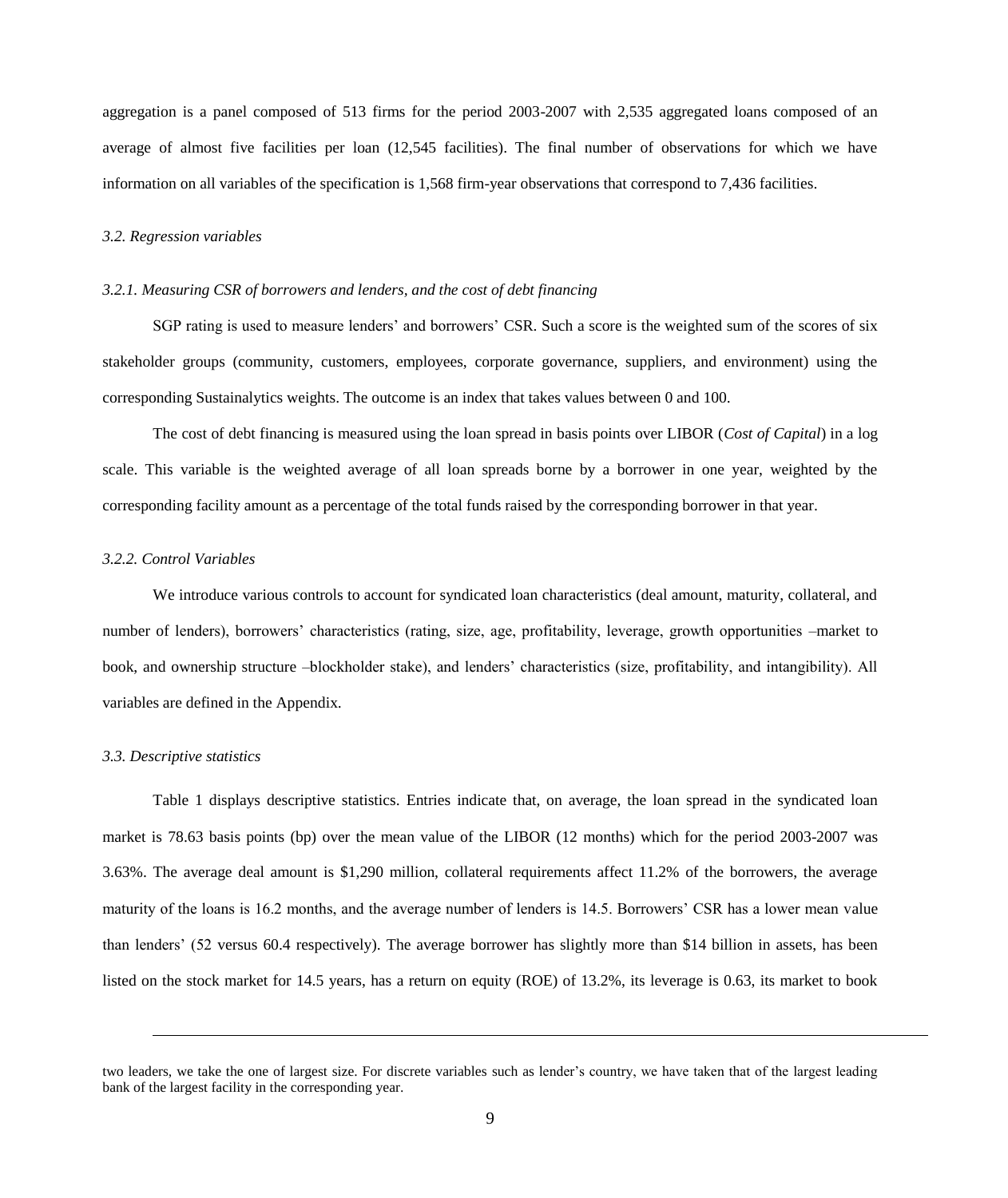aggregation is a panel composed of 513 firms for the period 2003-2007 with 2,535 aggregated loans composed of an average of almost five facilities per loan (12,545 facilities). The final number of observations for which we have information on all variables of the specification is 1,568 firm-year observations that correspond to 7,436 facilities.

### *3.2. Regression variables*

#### *3.2.1. Measuring CSR of borrowers and lenders, and the cost of debt financing*

SGP rating is used to measure lenders' and borrowers' CSR. Such a score is the weighted sum of the scores of six stakeholder groups (community, customers, employees, corporate governance, suppliers, and environment) using the corresponding Sustainalytics weights. The outcome is an index that takes values between 0 and 100.

The cost of debt financing is measured using the loan spread in basis points over LIBOR (*Cost of Capital*) in a log scale. This variable is the weighted average of all loan spreads borne by a borrower in one year, weighted by the corresponding facility amount as a percentage of the total funds raised by the corresponding borrower in that year.

#### *3.2.2. Control Variables*

We introduce various controls to account for syndicated loan characteristics (deal amount, maturity, collateral, and number of lenders), borrowers' characteristics (rating, size, age, profitability, leverage, growth opportunities –market to book, and ownership structure –blockholder stake), and lenders' characteristics (size, profitability, and intangibility). All variables are defined in the Appendix.

### *3.3. Descriptive statistics*

Table 1 displays descriptive statistics. Entries indicate that, on average, the loan spread in the syndicated loan market is 78.63 basis points (bp) over the mean value of the LIBOR (12 months) which for the period 2003-2007 was 3.63%. The average deal amount is $1,290 million, collateral requirements affect 11.2% of the borrowers, the average maturity of the loans is 16.2 months, and the average number of lenders is 14.5. Borrowers' CSR has a lower mean value than lenders' (52 versus 60.4 respectively). The average borrower has slightly more than $14 billion in assets, has been listed on the stock market for 14.5 years, has a return on equity (ROE) of 13.2%, its leverage is 0.63, its market to book

---

two leaders, we take the one of largest size. For discrete variables such as lender's country, we have taken that of the largest leading bank of the largest facility in the corresponding year.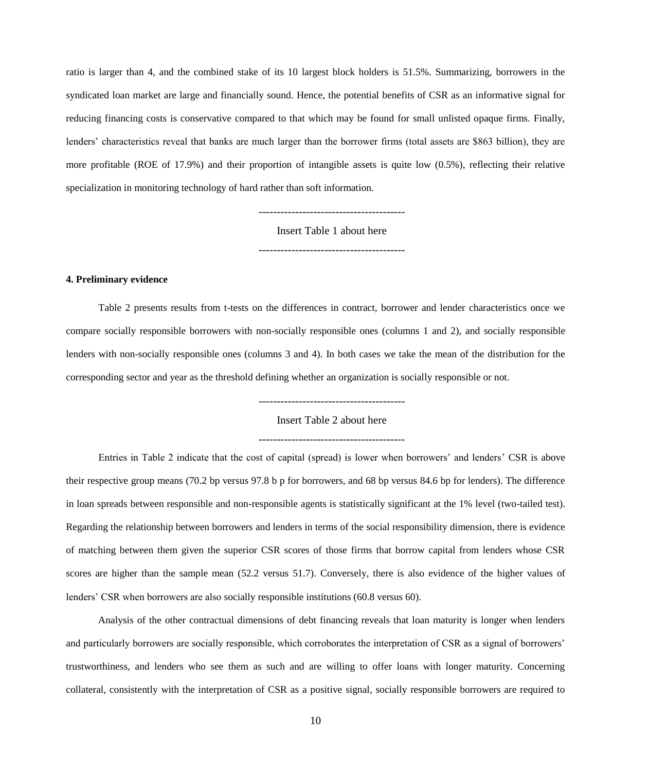ratio is larger than 4, and the combined stake of its 10 largest block holders is 51.5%. Summarizing, borrowers in the syndicated loan market are large and financially sound. Hence, the potential benefits of CSR as an informative signal for reducing financing costs is conservative compared to that which may be found for small unlisted opaque firms. Finally, lenders' characteristics reveal that banks are much larger than the borrower firms (total assets are $863 billion), they are more profitable (ROE of 17.9%) and their proportion of intangible assets is quite low (0.5%), reflecting their relative specialization in monitoring technology of hard rather than soft information.

----------------------------------------

Insert Table 1 about here

----------------------------------------

**4. Preliminary evidence**

Table 2 presents results from t-tests on the differences in contract, borrower and lender characteristics once we compare socially responsible borrowers with non-socially responsible ones (columns 1 and 2), and socially responsible lenders with non-socially responsible ones (columns 3 and 4). In both cases we take the mean of the distribution for the corresponding sector and year as the threshold defining whether an organization is socially responsible or not.

----------------------------------------

Insert Table 2 about here

----------------------------------------

Entries in Table 2 indicate that the cost of capital (spread) is lower when borrowers' and lenders' CSR is above their respective group means (70.2 bp versus 97.8 b p for borrowers, and 68 bp versus 84.6 bp for lenders). The difference in loan spreads between responsible and non-responsible agents is statistically significant at the 1% level (two-tailed test). Regarding the relationship between borrowers and lenders in terms of the social responsibility dimension, there is evidence of matching between them given the superior CSR scores of those firms that borrow capital from lenders whose CSR scores are higher than the sample mean (52.2 versus 51.7). Conversely, there is also evidence of the higher values of lenders' CSR when borrowers are also socially responsible institutions (60.8 versus 60).

Analysis of the other contractual dimensions of debt financing reveals that loan maturity is longer when lenders and particularly borrowers are socially responsible, which corroborates the interpretation of CSR as a signal of borrowers' trustworthiness, and lenders who see them as such and are willing to offer loans with longer maturity. Concerning collateral, consistently with the interpretation of CSR as a positive signal, socially responsible borrowers are required to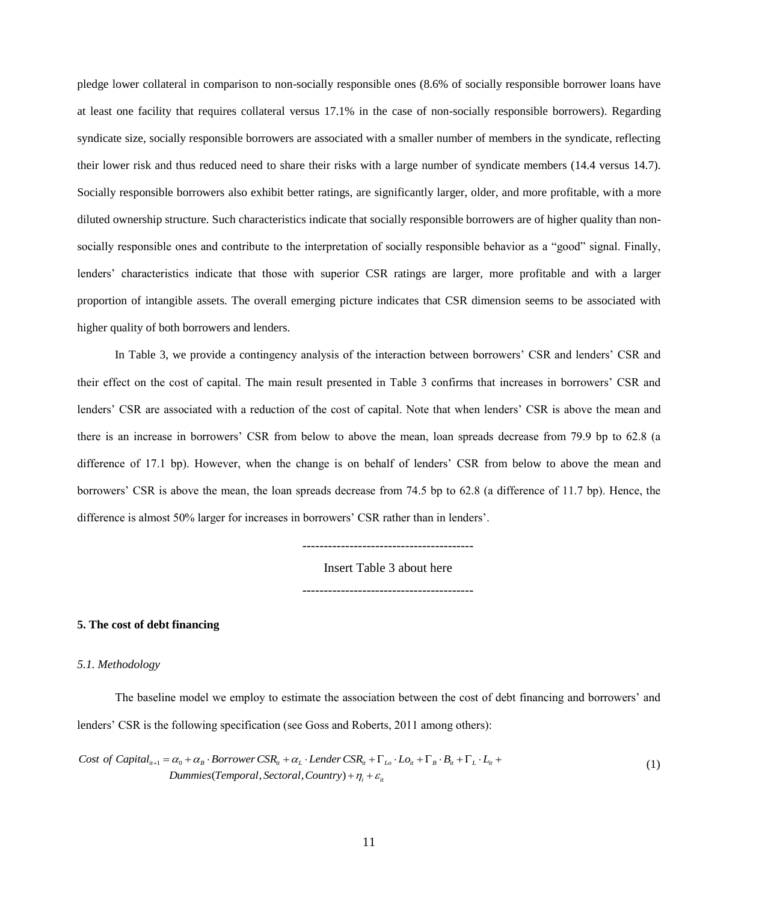pledge lower collateral in comparison to non-socially responsible ones (8.6% of socially responsible borrower loans have at least one facility that requires collateral versus 17.1% in the case of non-socially responsible borrowers). Regarding syndicate size, socially responsible borrowers are associated with a smaller number of members in the syndicate, reflecting their lower risk and thus reduced need to share their risks with a large number of syndicate members (14.4 versus 14.7). Socially responsible borrowers also exhibit better ratings, are significantly larger, older, and more profitable, with a more diluted ownership structure. Such characteristics indicate that socially responsible borrowers are of higher quality than non-socially responsible ones and contribute to the interpretation of socially responsible behavior as a "good" signal. Finally, lenders' characteristics indicate that those with superior CSR ratings are larger, more profitable and with a larger proportion of intangible assets. The overall emerging picture indicates that CSR dimension seems to be associated with higher quality of both borrowers and lenders.

In Table 3, we provide a contingency analysis of the interaction between borrowers' CSR and lenders' CSR and their effect on the cost of capital. The main result presented in Table 3 confirms that increases in borrowers' CSR and lenders' CSR are associated with a reduction of the cost of capital. Note that when lenders' CSR is above the mean and there is an increase in borrowers' CSR from below to above the mean, loan spreads decrease from 79.9 bp to 62.8 (a difference of 17.1 bp). However, when the change is on behalf of lenders' CSR from below to above the mean and borrowers' CSR is above the mean, the loan spreads decrease from 74.5 bp to 62.8 (a difference of 11.7 bp). Hence, the difference is almost 50% larger for increases in borrowers' CSR rather than in lenders'.

----------------------------------------

Insert Table 3 about here

----------------------------------------

## 5. The cost of debt financing

### *5.1. Methodology*

The baseline model we employ to estimate the association between the cost of debt financing and borrowers' and lenders' CSR is the following specification (see Goss and Roberts, 2011 among others):

$$Cost\ of\ Capital_{it+1} = \alpha_0 + \alpha_B \cdot Borrower\,CSR_{it} + \alpha_L \cdot Lender\,CSR_{it} + \Gamma_{Lo} \cdot Lo_{it} + \Gamma_B \cdot B_{it} + \Gamma_L \cdot L_{it} + Dummies(Temporal, Sectoral, Country) + \eta_i + \varepsilon_{it} \tag{1}$$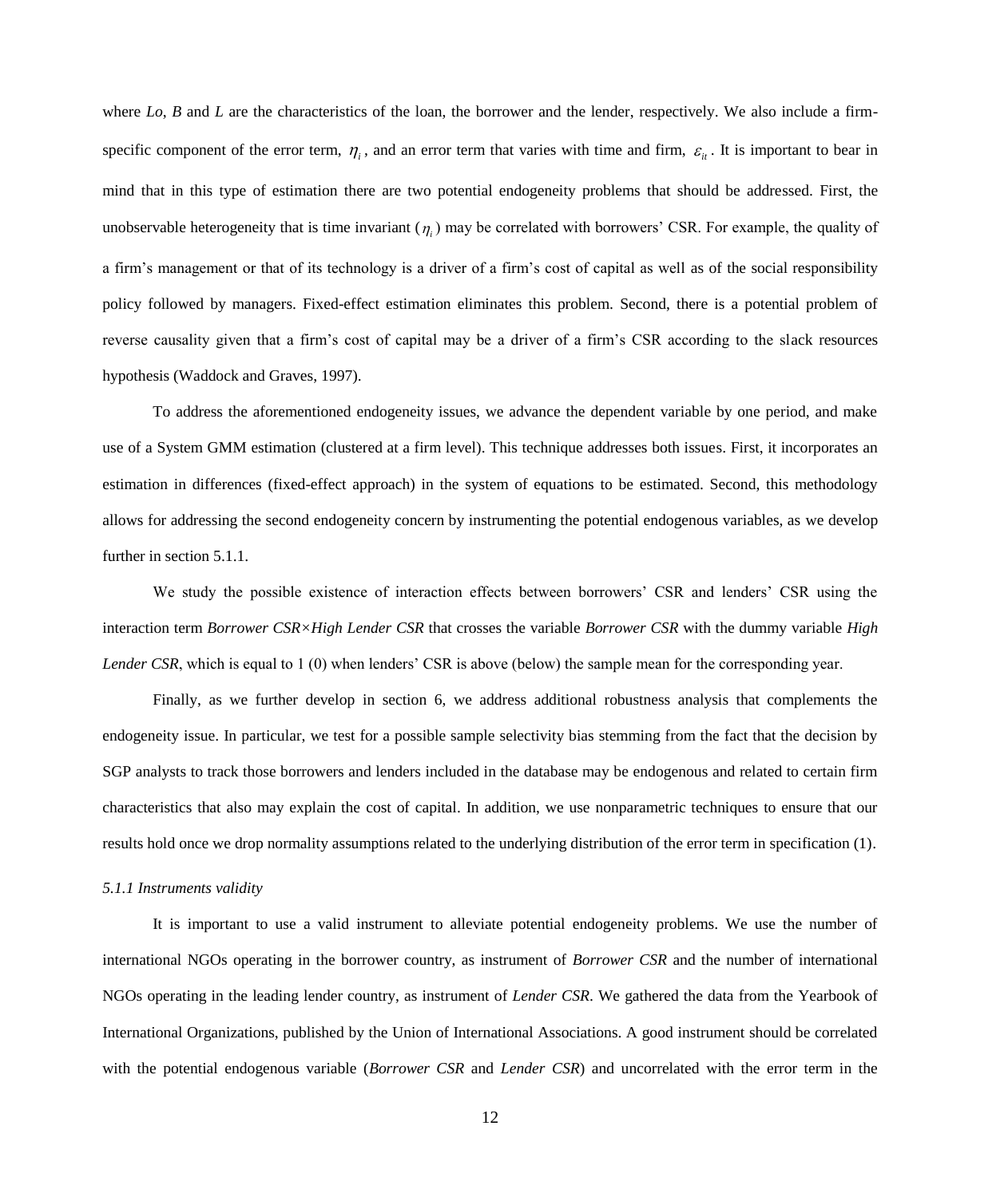where *Lo*, *B* and *L* are the characteristics of the loan, the borrower and the lender, respectively. We also include a firm-specific component of the error term, $\eta_i$, and an error term that varies with time and firm, $\varepsilon_{it}$. It is important to bear in mind that in this type of estimation there are two potential endogeneity problems that should be addressed. First, the unobservable heterogeneity that is time invariant ($\eta_i$) may be correlated with borrowers' CSR. For example, the quality of a firm's management or that of its technology is a driver of a firm's cost of capital as well as of the social responsibility policy followed by managers. Fixed-effect estimation eliminates this problem. Second, there is a potential problem of reverse causality given that a firm's cost of capital may be a driver of a firm's CSR according to the slack resources hypothesis (Waddock and Graves, 1997).

To address the aforementioned endogeneity issues, we advance the dependent variable by one period, and make use of a System GMM estimation (clustered at a firm level). This technique addresses both issues. First, it incorporates an estimation in differences (fixed-effect approach) in the system of equations to be estimated. Second, this methodology allows for addressing the second endogeneity concern by instrumenting the potential endogenous variables, as we develop further in section 5.1.1.

We study the possible existence of interaction effects between borrowers' CSR and lenders' CSR using the interaction term *Borrower CSR×High Lender CSR* that crosses the variable *Borrower CSR* with the dummy variable *High Lender CSR*, which is equal to 1 (0) when lenders' CSR is above (below) the sample mean for the corresponding year.

Finally, as we further develop in section 6, we address additional robustness analysis that complements the endogeneity issue. In particular, we test for a possible sample selectivity bias stemming from the fact that the decision by SGP analysts to track those borrowers and lenders included in the database may be endogenous and related to certain firm characteristics that also may explain the cost of capital. In addition, we use nonparametric techniques to ensure that our results hold once we drop normality assumptions related to the underlying distribution of the error term in specification (1).

#### *5.1.1 Instruments validity*

It is important to use a valid instrument to alleviate potential endogeneity problems. We use the number of international NGOs operating in the borrower country, as instrument of *Borrower CSR* and the number of international NGOs operating in the leading lender country, as instrument of *Lender CSR*. We gathered the data from the Yearbook of International Organizations, published by the Union of International Associations. A good instrument should be correlated with the potential endogenous variable (*Borrower CSR* and *Lender CSR*) and uncorrelated with the error term in the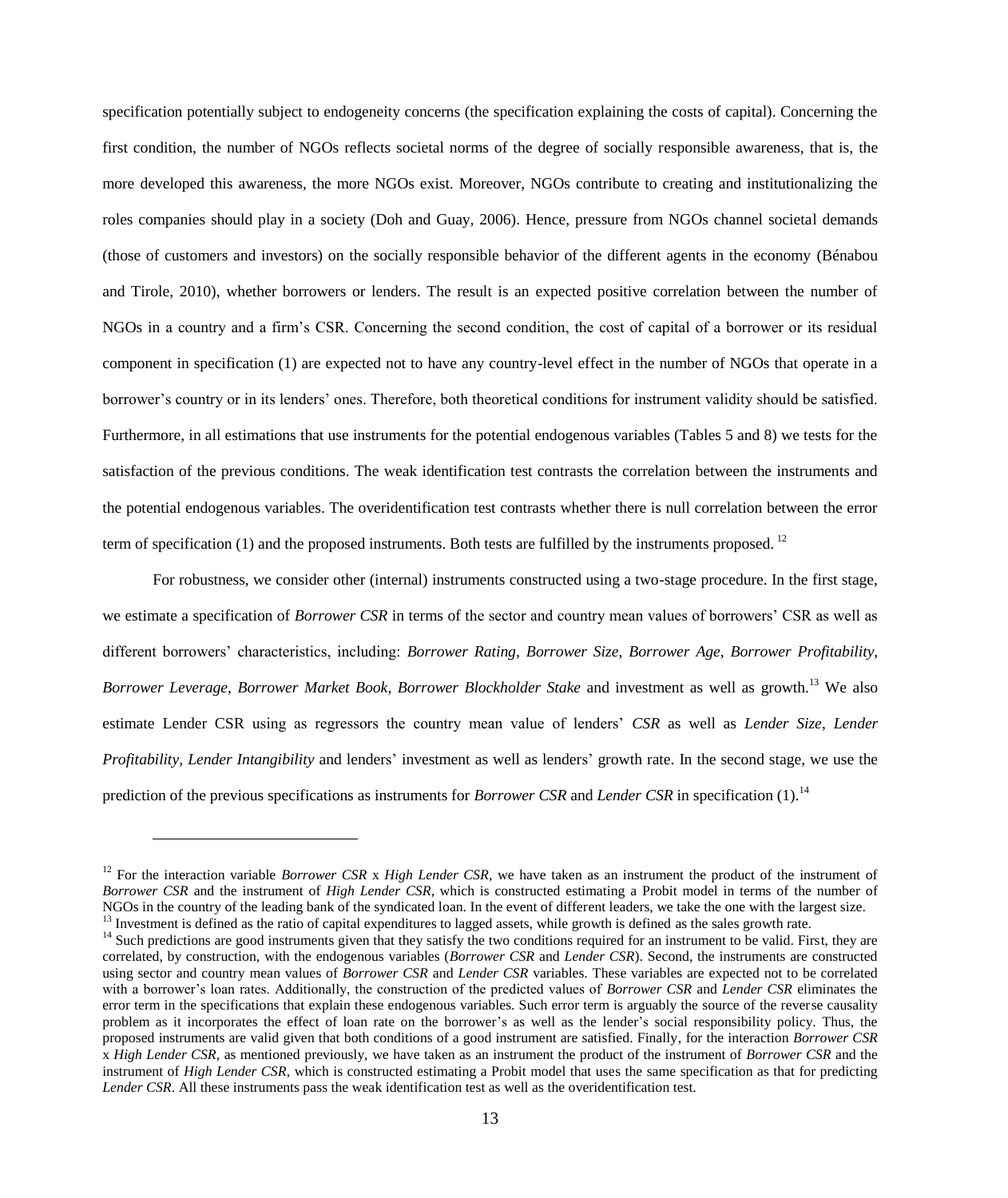specification potentially subject to endogeneity concerns (the specification explaining the costs of capital). Concerning the first condition, the number of NGOs reflects societal norms of the degree of socially responsible awareness, that is, the more developed this awareness, the more NGOs exist. Moreover, NGOs contribute to creating and institutionalizing the roles companies should play in a society (Doh and Guay, 2006). Hence, pressure from NGOs channel societal demands (those of customers and investors) on the socially responsible behavior of the different agents in the economy (Bénabou and Tirole, 2010), whether borrowers or lenders. The result is an expected positive correlation between the number of NGOs in a country and a firm's CSR. Concerning the second condition, the cost of capital of a borrower or its residual component in specification (1) are expected not to have any country-level effect in the number of NGOs that operate in a borrower's country or in its lenders' ones. Therefore, both theoretical conditions for instrument validity should be satisfied. Furthermore, in all estimations that use instruments for the potential endogenous variables (Tables 5 and 8) we tests for the satisfaction of the previous conditions. The weak identification test contrasts the correlation between the instruments and the potential endogenous variables. The overidentification test contrasts whether there is null correlation between the error term of specification (1) and the proposed instruments. Both tests are fulfilled by the instruments proposed. [12]

For robustness, we consider other (internal) instruments constructed using a two-stage procedure. In the first stage, we estimate a specification of *Borrower CSR* in terms of the sector and country mean values of borrowers' CSR as well as different borrowers' characteristics, including: *Borrower Rating*, *Borrower Size*, *Borrower Age*, *Borrower Profitability*, *Borrower Leverage*, *Borrower Market Book*, *Borrower Blockholder Stake* and investment as well as growth.[13] We also estimate Lender CSR using as regressors the country mean value of lenders' *CSR* as well as *Lender Size*, *Lender Profitability*, *Lender Intangibility* and lenders' investment as well as lenders' growth rate. In the second stage, we use the prediction of the previous specifications as instruments for *Borrower CSR* and *Lender CSR* in specification (1).[14]

---

[12] For the interaction variable *Borrower CSR* x *High Lender CSR*, we have taken as an instrument the product of the instrument of *Borrower CSR* and the instrument of *High Lender CSR*, which is constructed estimating a Probit model in terms of the number of NGOs in the country of the leading bank of the syndicated loan. In the event of different leaders, we take the one with the largest size.

[13] Investment is defined as the ratio of capital expenditures to lagged assets, while growth is defined as the sales growth rate.

[14] Such predictions are good instruments given that they satisfy the two conditions required for an instrument to be valid. First, they are correlated, by construction, with the endogenous variables (*Borrower CSR* and *Lender CSR*). Second, the instruments are constructed using sector and country mean values of *Borrower CSR* and *Lender CSR* variables. These variables are expected not to be correlated with a borrower's loan rates. Additionally, the construction of the predicted values of *Borrower CSR* and *Lender CSR* eliminates the error term in the specifications that explain these endogenous variables. Such error term is arguably the source of the reverse causality problem as it incorporates the effect of loan rate on the borrower's as well as the lender's social responsibility policy. Thus, the proposed instruments are valid given that both conditions of a good instrument are satisfied. Finally, for the interaction *Borrower CSR* x *High Lender CSR*, as mentioned previously, we have taken as an instrument the product of the instrument of *Borrower CSR* and the instrument of *High Lender CSR*, which is constructed estimating a Probit model that uses the same specification as that for predicting *Lender CSR*. All these instruments pass the weak identification test as well as the overidentification test.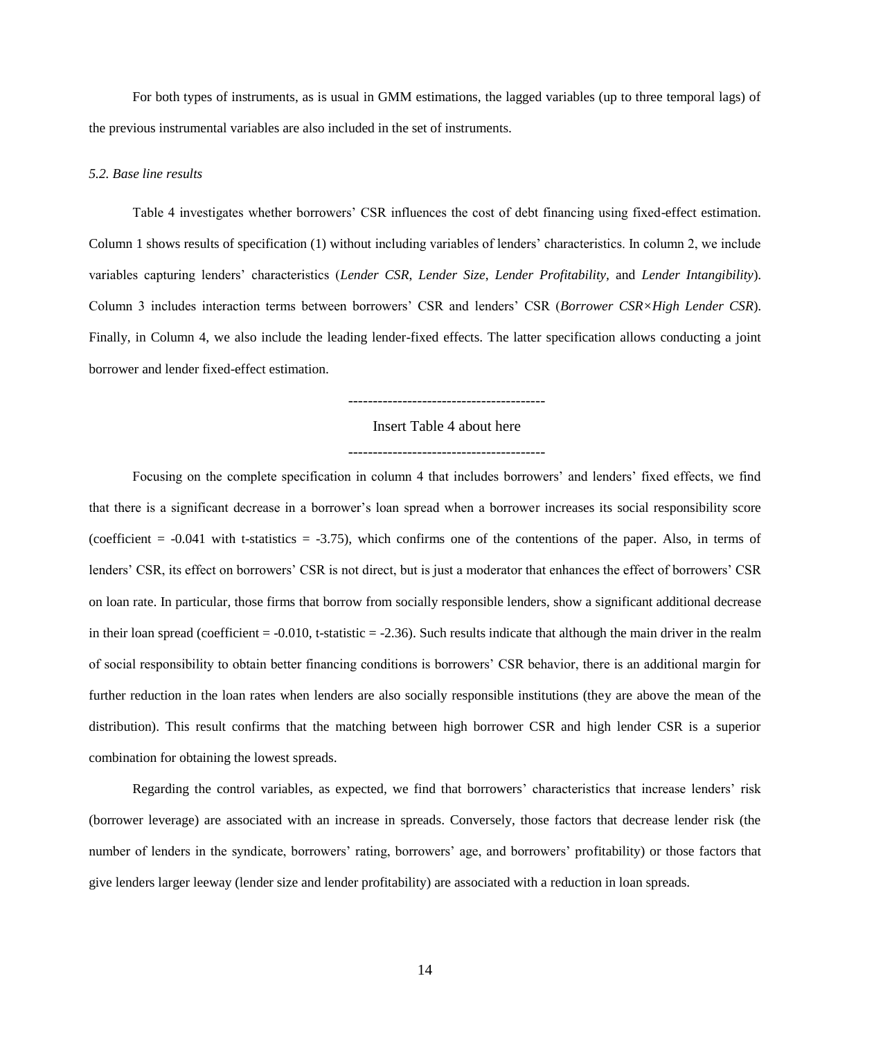For both types of instruments, as is usual in GMM estimations, the lagged variables (up to three temporal lags) of the previous instrumental variables are also included in the set of instruments.

*5.2. Base line results*

Table 4 investigates whether borrowers' CSR influences the cost of debt financing using fixed-effect estimation. Column 1 shows results of specification (1) without including variables of lenders' characteristics. In column 2, we include variables capturing lenders' characteristics (*Lender CSR*, *Lender Size*, *Lender Profitability*, and *Lender Intangibility*). Column 3 includes interaction terms between borrowers' CSR and lenders' CSR (*Borrower CSR×High Lender CSR*). Finally, in Column 4, we also include the leading lender-fixed effects. The latter specification allows conducting a joint borrower and lender fixed-effect estimation.

----------------------------------------

Insert Table 4 about here

----------------------------------------

Focusing on the complete specification in column 4 that includes borrowers' and lenders' fixed effects, we find that there is a significant decrease in a borrower's loan spread when a borrower increases its social responsibility score (coefficient = -0.041 with t-statistics = -3.75), which confirms one of the contentions of the paper. Also, in terms of lenders' CSR, its effect on borrowers' CSR is not direct, but is just a moderator that enhances the effect of borrowers' CSR on loan rate. In particular, those firms that borrow from socially responsible lenders, show a significant additional decrease in their loan spread (coefficient = -0.010, t-statistic = -2.36). Such results indicate that although the main driver in the realm of social responsibility to obtain better financing conditions is borrowers' CSR behavior, there is an additional margin for further reduction in the loan rates when lenders are also socially responsible institutions (they are above the mean of the distribution). This result confirms that the matching between high borrower CSR and high lender CSR is a superior combination for obtaining the lowest spreads.

Regarding the control variables, as expected, we find that borrowers' characteristics that increase lenders' risk (borrower leverage) are associated with an increase in spreads. Conversely, those factors that decrease lender risk (the number of lenders in the syndicate, borrowers' rating, borrowers' age, and borrowers' profitability) or those factors that give lenders larger leeway (lender size and lender profitability) are associated with a reduction in loan spreads.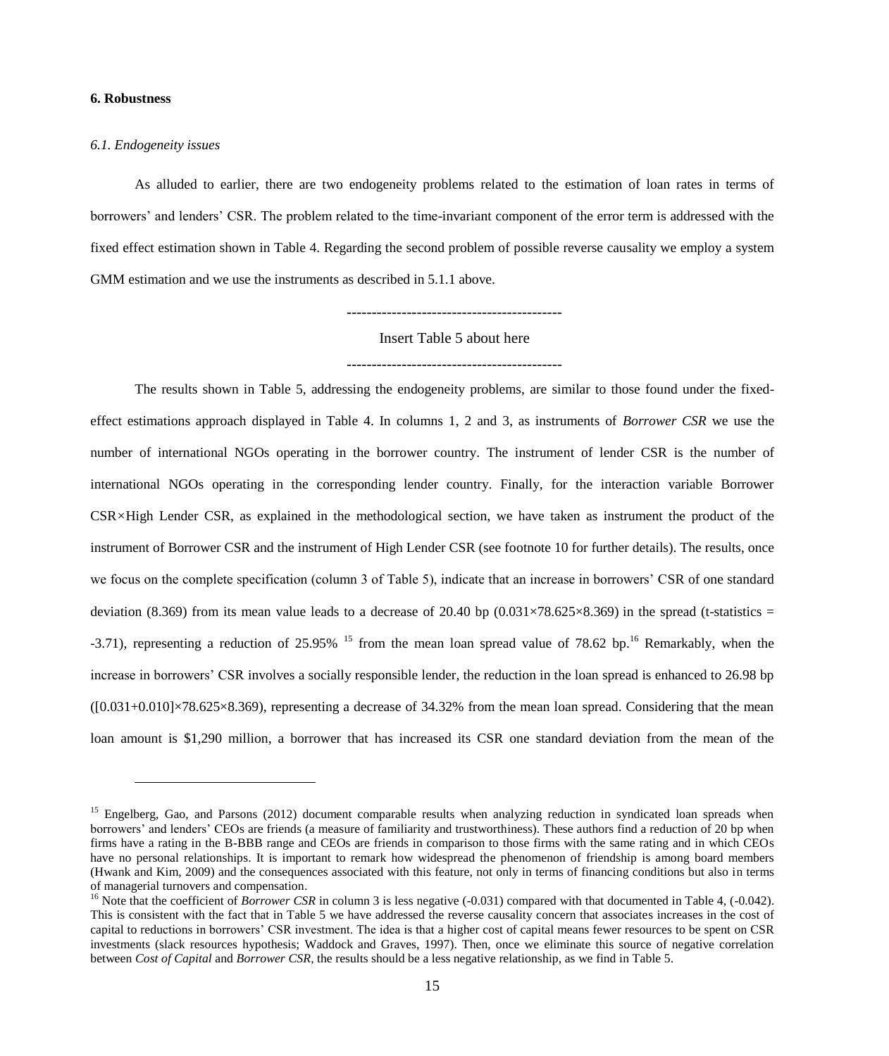## 6. Robustness

### *6.1. Endogeneity issues*

As alluded to earlier, there are two endogeneity problems related to the estimation of loan rates in terms of borrowers' and lenders' CSR. The problem related to the time-invariant component of the error term is addressed with the fixed effect estimation shown in Table 4. Regarding the second problem of possible reverse causality we employ a system GMM estimation and we use the instruments as described in 5.1.1 above.

-------------------------------------------

Insert Table 5 about here

-------------------------------------------

The results shown in Table 5, addressing the endogeneity problems, are similar to those found under the fixed-effect estimations approach displayed in Table 4. In columns 1, 2 and 3, as instruments of *Borrower CSR* we use the number of international NGOs operating in the borrower country. The instrument of lender CSR is the number of international NGOs operating in the corresponding lender country. Finally, for the interaction variable Borrower CSR×High Lender CSR, as explained in the methodological section, we have taken as instrument the product of the instrument of Borrower CSR and the instrument of High Lender CSR (see footnote 10 for further details). The results, once we focus on the complete specification (column 3 of Table 5), indicate that an increase in borrowers' CSR of one standard deviation (8.369) from its mean value leads to a decrease of 20.40 bp (0.031×78.625×8.369) in the spread (t-statistics = -3.71), representing a reduction of 25.95% [15] from the mean loan spread value of 78.62 bp.[16] Remarkably, when the increase in borrowers' CSR involves a socially responsible lender, the reduction in the loan spread is enhanced to 26.98 bp ([0.031+0.010]×78.625×8.369), representing a decrease of 34.32% from the mean loan spread. Considering that the mean loan amount is \$1,290 million, a borrower that has increased its CSR one standard deviation from the mean of the

---

[15] Engelberg, Gao, and Parsons (2012) document comparable results when analyzing reduction in syndicated loan spreads when borrowers' and lenders' CEOs are friends (a measure of familiarity and trustworthiness). These authors find a reduction of 20 bp when firms have a rating in the B-BBB range and CEOs are friends in comparison to those firms with the same rating and in which CEOs have no personal relationships. It is important to remark how widespread the phenomenon of friendship is among board members (Hwank and Kim, 2009) and the consequences associated with this feature, not only in terms of financing conditions but also in terms of managerial turnovers and compensation.

[16] Note that the coefficient of *Borrower CSR* in column 3 is less negative (-0.031) compared with that documented in Table 4, (-0.042). This is consistent with the fact that in Table 5 we have addressed the reverse causality concern that associates increases in the cost of capital to reductions in borrowers' CSR investment. The idea is that a higher cost of capital means fewer resources to be spent on CSR investments (slack resources hypothesis; Waddock and Graves, 1997). Then, once we eliminate this source of negative correlation between *Cost of Capital* and *Borrower CSR*, the results should be a less negative relationship, as we find in Table 5.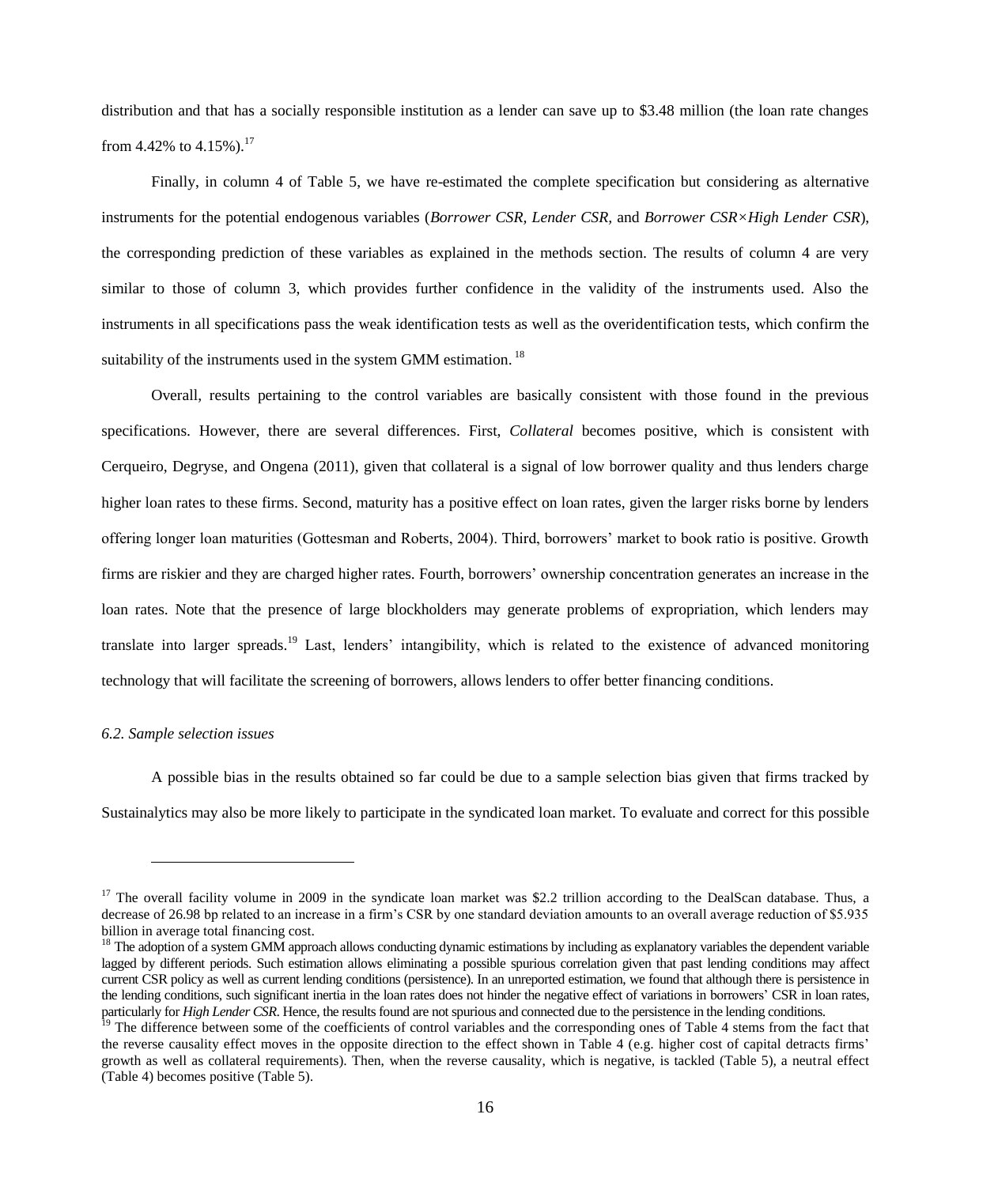distribution and that has a socially responsible institution as a lender can save up to $3.48 million (the loan rate changes from 4.42% to 4.15%).[17]

Finally, in column 4 of Table 5, we have re-estimated the complete specification but considering as alternative instruments for the potential endogenous variables (*Borrower CSR, Lender CSR,* and *Borrower CSR×High Lender CSR*), the corresponding prediction of these variables as explained in the methods section. The results of column 4 are very similar to those of column 3, which provides further confidence in the validity of the instruments used. Also the instruments in all specifications pass the weak identification tests as well as the overidentification tests, which confirm the suitability of the instruments used in the system GMM estimation.[18]

Overall, results pertaining to the control variables are basically consistent with those found in the previous specifications. However, there are several differences. First, *Collateral* becomes positive, which is consistent with Cerqueiro, Degryse, and Ongena (2011), given that collateral is a signal of low borrower quality and thus lenders charge higher loan rates to these firms. Second, maturity has a positive effect on loan rates, given the larger risks borne by lenders offering longer loan maturities (Gottesman and Roberts, 2004). Third, borrowers' market to book ratio is positive. Growth firms are riskier and they are charged higher rates. Fourth, borrowers' ownership concentration generates an increase in the loan rates. Note that the presence of large blockholders may generate problems of expropriation, which lenders may translate into larger spreads.[19] Last, lenders' intangibility, which is related to the existence of advanced monitoring technology that will facilitate the screening of borrowers, allows lenders to offer better financing conditions.

### *6.2. Sample selection issues*

A possible bias in the results obtained so far could be due to a sample selection bias given that firms tracked by Sustainalytics may also be more likely to participate in the syndicated loan market. To evaluate and correct for this possible

---

[17] The overall facility volume in 2009 in the syndicate loan market was $2.2 trillion according to the DealScan database. Thus, a decrease of 26.98 bp related to an increase in a firm's CSR by one standard deviation amounts to an overall average reduction of $5.935 billion in average total financing cost.

[18] The adoption of a system GMM approach allows conducting dynamic estimations by including as explanatory variables the dependent variable lagged by different periods. Such estimation allows eliminating a possible spurious correlation given that past lending conditions may affect current CSR policy as well as current lending conditions (persistence). In an unreported estimation, we found that although there is persistence in the lending conditions, such significant inertia in the loan rates does not hinder the negative effect of variations in borrowers' CSR in loan rates, particularly for *High Lender CSR*. Hence, the results found are not spurious and connected due to the persistence in the lending conditions.

[19] The difference between some of the coefficients of control variables and the corresponding ones of Table 4 stems from the fact that the reverse causality effect moves in the opposite direction to the effect shown in Table 4 (e.g. higher cost of capital detracts firms' growth as well as collateral requirements). Then, when the reverse causality, which is negative, is tackled (Table 5), a neutral effect (Table 4) becomes positive (Table 5).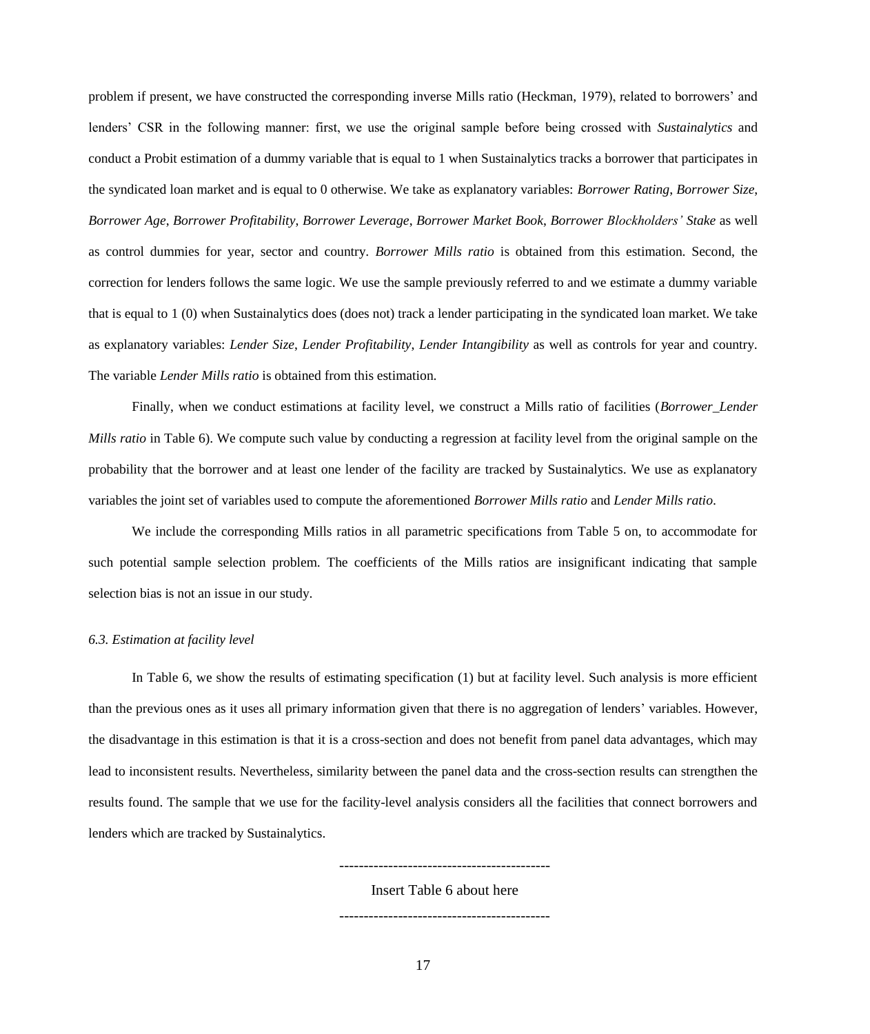problem if present, we have constructed the corresponding inverse Mills ratio (Heckman, 1979), related to borrowers' and lenders' CSR in the following manner: first, we use the original sample before being crossed with *Sustainalytics* and conduct a Probit estimation of a dummy variable that is equal to 1 when Sustainalytics tracks a borrower that participates in the syndicated loan market and is equal to 0 otherwise. We take as explanatory variables: *Borrower Rating*, *Borrower Size*, *Borrower Age*, *Borrower Profitability*, *Borrower Leverage*, *Borrower Market Book*, *Borrower Blockholders' Stake* as well as control dummies for year, sector and country. *Borrower Mills ratio* is obtained from this estimation. Second, the correction for lenders follows the same logic. We use the sample previously referred to and we estimate a dummy variable that is equal to 1 (0) when Sustainalytics does (does not) track a lender participating in the syndicated loan market. We take as explanatory variables: *Lender Size*, *Lender Profitability*, *Lender Intangibility* as well as controls for year and country. The variable *Lender Mills ratio* is obtained from this estimation.

Finally, when we conduct estimations at facility level, we construct a Mills ratio of facilities (*Borrower_Lender Mills ratio* in Table 6). We compute such value by conducting a regression at facility level from the original sample on the probability that the borrower and at least one lender of the facility are tracked by Sustainalytics. We use as explanatory variables the joint set of variables used to compute the aforementioned *Borrower Mills ratio* and *Lender Mills ratio*.

We include the corresponding Mills ratios in all parametric specifications from Table 5 on, to accommodate for such potential sample selection problem. The coefficients of the Mills ratios are insignificant indicating that sample selection bias is not an issue in our study.

### *6.3. Estimation at facility level*

In Table 6, we show the results of estimating specification (1) but at facility level. Such analysis is more efficient than the previous ones as it uses all primary information given that there is no aggregation of lenders' variables. However, the disadvantage in this estimation is that it is a cross-section and does not benefit from panel data advantages, which may lead to inconsistent results. Nevertheless, similarity between the panel data and the cross-section results can strengthen the results found. The sample that we use for the facility-level analysis considers all the facilities that connect borrowers and lenders which are tracked by Sustainalytics.

-------------------------------------------

Insert Table 6 about here

-------------------------------------------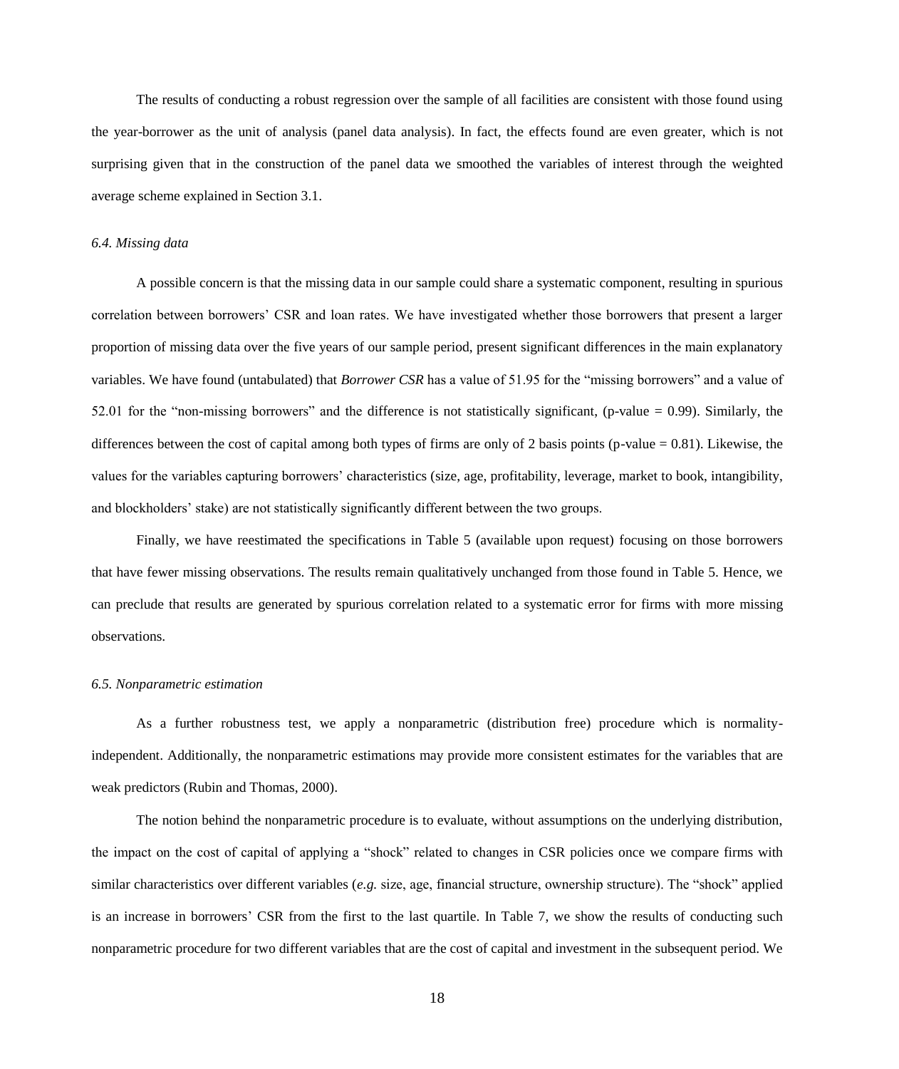The results of conducting a robust regression over the sample of all facilities are consistent with those found using the year-borrower as the unit of analysis (panel data analysis). In fact, the effects found are even greater, which is not surprising given that in the construction of the panel data we smoothed the variables of interest through the weighted average scheme explained in Section 3.1.

### *6.4. Missing data*

A possible concern is that the missing data in our sample could share a systematic component, resulting in spurious correlation between borrowers' CSR and loan rates. We have investigated whether those borrowers that present a larger proportion of missing data over the five years of our sample period, present significant differences in the main explanatory variables. We have found (untabulated) that *Borrower CSR* has a value of 51.95 for the "missing borrowers" and a value of 52.01 for the "non-missing borrowers" and the difference is not statistically significant, (p-value = 0.99). Similarly, the differences between the cost of capital among both types of firms are only of 2 basis points (p-value = 0.81). Likewise, the values for the variables capturing borrowers' characteristics (size, age, profitability, leverage, market to book, intangibility, and blockholders' stake) are not statistically significantly different between the two groups.

Finally, we have reestimated the specifications in Table 5 (available upon request) focusing on those borrowers that have fewer missing observations. The results remain qualitatively unchanged from those found in Table 5. Hence, we can preclude that results are generated by spurious correlation related to a systematic error for firms with more missing observations.

### *6.5. Nonparametric estimation*

As a further robustness test, we apply a nonparametric (distribution free) procedure which is normality-independent. Additionally, the nonparametric estimations may provide more consistent estimates for the variables that are weak predictors (Rubin and Thomas, 2000).

The notion behind the nonparametric procedure is to evaluate, without assumptions on the underlying distribution, the impact on the cost of capital of applying a "shock" related to changes in CSR policies once we compare firms with similar characteristics over different variables (*e.g.* size, age, financial structure, ownership structure). The "shock" applied is an increase in borrowers' CSR from the first to the last quartile. In Table 7, we show the results of conducting such nonparametric procedure for two different variables that are the cost of capital and investment in the subsequent period. We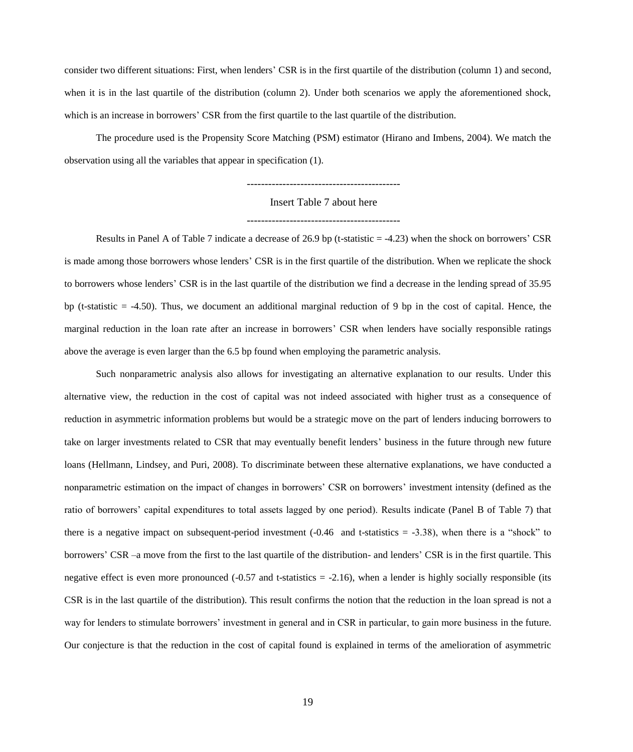consider two different situations: First, when lenders' CSR is in the first quartile of the distribution (column 1) and second, when it is in the last quartile of the distribution (column 2). Under both scenarios we apply the aforementioned shock, which is an increase in borrowers' CSR from the first quartile to the last quartile of the distribution.

The procedure used is the Propensity Score Matching (PSM) estimator (Hirano and Imbens, 2004). We match the observation using all the variables that appear in specification (1).

-------------------------------------------

Insert Table 7 about here

-------------------------------------------

Results in Panel A of Table 7 indicate a decrease of 26.9 bp (t-statistic = -4.23) when the shock on borrowers' CSR is made among those borrowers whose lenders' CSR is in the first quartile of the distribution. When we replicate the shock to borrowers whose lenders' CSR is in the last quartile of the distribution we find a decrease in the lending spread of 35.95 bp (t-statistic = -4.50). Thus, we document an additional marginal reduction of 9 bp in the cost of capital. Hence, the marginal reduction in the loan rate after an increase in borrowers' CSR when lenders have socially responsible ratings above the average is even larger than the 6.5 bp found when employing the parametric analysis.

Such nonparametric analysis also allows for investigating an alternative explanation to our results. Under this alternative view, the reduction in the cost of capital was not indeed associated with higher trust as a consequence of reduction in asymmetric information problems but would be a strategic move on the part of lenders inducing borrowers to take on larger investments related to CSR that may eventually benefit lenders' business in the future through new future loans (Hellmann, Lindsey, and Puri, 2008). To discriminate between these alternative explanations, we have conducted a nonparametric estimation on the impact of changes in borrowers' CSR on borrowers' investment intensity (defined as the ratio of borrowers' capital expenditures to total assets lagged by one period). Results indicate (Panel B of Table 7) that there is a negative impact on subsequent-period investment (-0.46 and t-statistics = -3.38), when there is a "shock" to borrowers' CSR –a move from the first to the last quartile of the distribution- and lenders' CSR is in the first quartile. This negative effect is even more pronounced (-0.57 and t-statistics = -2.16), when a lender is highly socially responsible (its CSR is in the last quartile of the distribution). This result confirms the notion that the reduction in the loan spread is not a way for lenders to stimulate borrowers' investment in general and in CSR in particular, to gain more business in the future. Our conjecture is that the reduction in the cost of capital found is explained in terms of the amelioration of asymmetric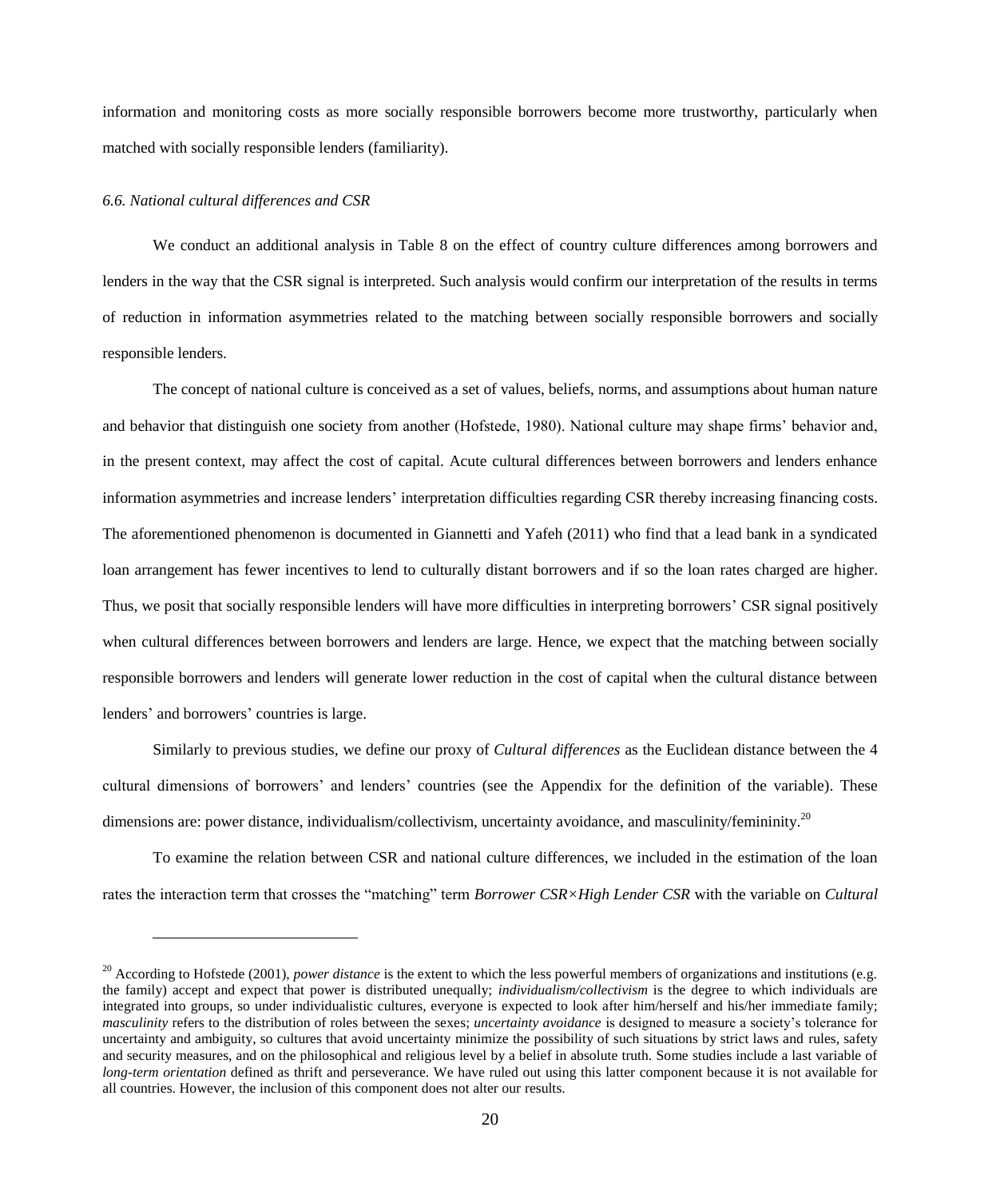information and monitoring costs as more socially responsible borrowers become more trustworthy, particularly when matched with socially responsible lenders (familiarity).

### *6.6. National cultural differences and CSR*

We conduct an additional analysis in Table 8 on the effect of country culture differences among borrowers and lenders in the way that the CSR signal is interpreted. Such analysis would confirm our interpretation of the results in terms of reduction in information asymmetries related to the matching between socially responsible borrowers and socially responsible lenders.

The concept of national culture is conceived as a set of values, beliefs, norms, and assumptions about human nature and behavior that distinguish one society from another (Hofstede, 1980). National culture may shape firms' behavior and, in the present context, may affect the cost of capital. Acute cultural differences between borrowers and lenders enhance information asymmetries and increase lenders' interpretation difficulties regarding CSR thereby increasing financing costs. The aforementioned phenomenon is documented in Giannetti and Yafeh (2011) who find that a lead bank in a syndicated loan arrangement has fewer incentives to lend to culturally distant borrowers and if so the loan rates charged are higher. Thus, we posit that socially responsible lenders will have more difficulties in interpreting borrowers' CSR signal positively when cultural differences between borrowers and lenders are large. Hence, we expect that the matching between socially responsible borrowers and lenders will generate lower reduction in the cost of capital when the cultural distance between lenders' and borrowers' countries is large.

Similarly to previous studies, we define our proxy of *Cultural differences* as the Euclidean distance between the 4 cultural dimensions of borrowers' and lenders' countries (see the Appendix for the definition of the variable). These dimensions are: power distance, individualism/collectivism, uncertainty avoidance, and masculinity/femininity.[20]

To examine the relation between CSR and national culture differences, we included in the estimation of the loan rates the interaction term that crosses the "matching" term *Borrower CSR×High Lender CSR* with the variable on *Cultural*

---

[20] According to Hofstede (2001), *power distance* is the extent to which the less powerful members of organizations and institutions (e.g. the family) accept and expect that power is distributed unequally; *individualism/collectivism* is the degree to which individuals are integrated into groups, so under individualistic cultures, everyone is expected to look after him/herself and his/her immediate family; *masculinity* refers to the distribution of roles between the sexes; *uncertainty avoidance* is designed to measure a society's tolerance for uncertainty and ambiguity, so cultures that avoid uncertainty minimize the possibility of such situations by strict laws and rules, safety and security measures, and on the philosophical and religious level by a belief in absolute truth. Some studies include a last variable of *long-term orientation* defined as thrift and perseverance. We have ruled out using this latter component because it is not available for all countries. However, the inclusion of this component does not alter our results.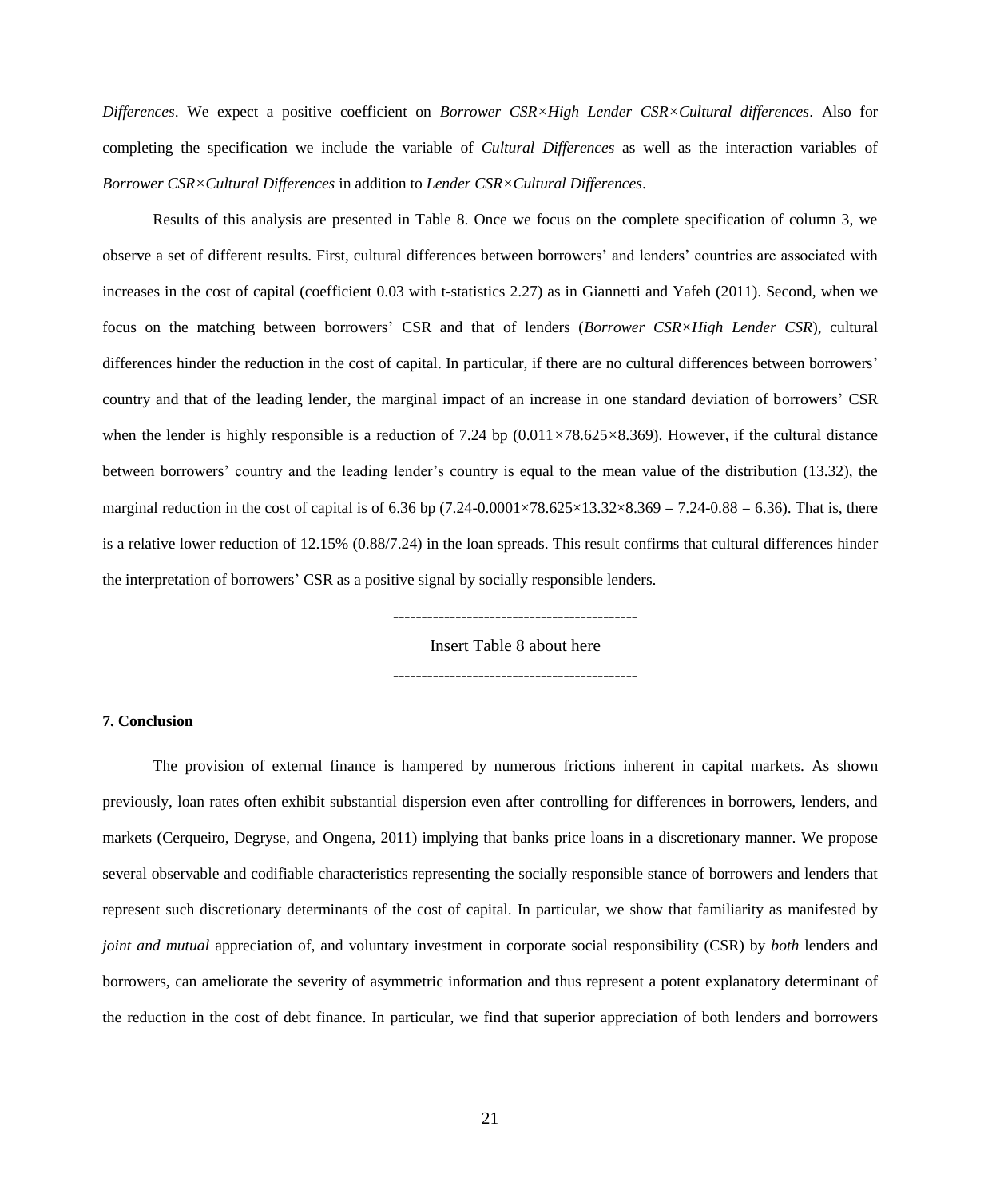*Differences*. We expect a positive coefficient on *Borrower CSR×High Lender CSR×Cultural differences*. Also for completing the specification we include the variable of *Cultural Differences* as well as the interaction variables of *Borrower CSR×Cultural Differences* in addition to *Lender CSR×Cultural Differences*.

Results of this analysis are presented in Table 8. Once we focus on the complete specification of column 3, we observe a set of different results. First, cultural differences between borrowers' and lenders' countries are associated with increases in the cost of capital (coefficient 0.03 with t-statistics 2.27) as in Giannetti and Yafeh (2011). Second, when we focus on the matching between borrowers' CSR and that of lenders (*Borrower CSR×High Lender CSR*), cultural differences hinder the reduction in the cost of capital. In particular, if there are no cultural differences between borrowers' country and that of the leading lender, the marginal impact of an increase in one standard deviation of borrowers' CSR when the lender is highly responsible is a reduction of 7.24 bp (0.011×78.625×8.369). However, if the cultural distance between borrowers' country and the leading lender's country is equal to the mean value of the distribution (13.32), the marginal reduction in the cost of capital is of 6.36 bp (7.24-0.0001×78.625×13.32×8.369 = 7.24-0.88 = 6.36). That is, there is a relative lower reduction of 12.15% (0.88/7.24) in the loan spreads. This result confirms that cultural differences hinder the interpretation of borrowers' CSR as a positive signal by socially responsible lenders.

-------------------------------------------

Insert Table 8 about here

-------------------------------------------

## 7. Conclusion

The provision of external finance is hampered by numerous frictions inherent in capital markets. As shown previously, loan rates often exhibit substantial dispersion even after controlling for differences in borrowers, lenders, and markets (Cerqueiro, Degryse, and Ongena, 2011) implying that banks price loans in a discretionary manner. We propose several observable and codifiable characteristics representing the socially responsible stance of borrowers and lenders that represent such discretionary determinants of the cost of capital. In particular, we show that familiarity as manifested by *joint and mutual* appreciation of, and voluntary investment in corporate social responsibility (CSR) by *both* lenders and borrowers, can ameliorate the severity of asymmetric information and thus represent a potent explanatory determinant of the reduction in the cost of debt finance. In particular, we find that superior appreciation of both lenders and borrowers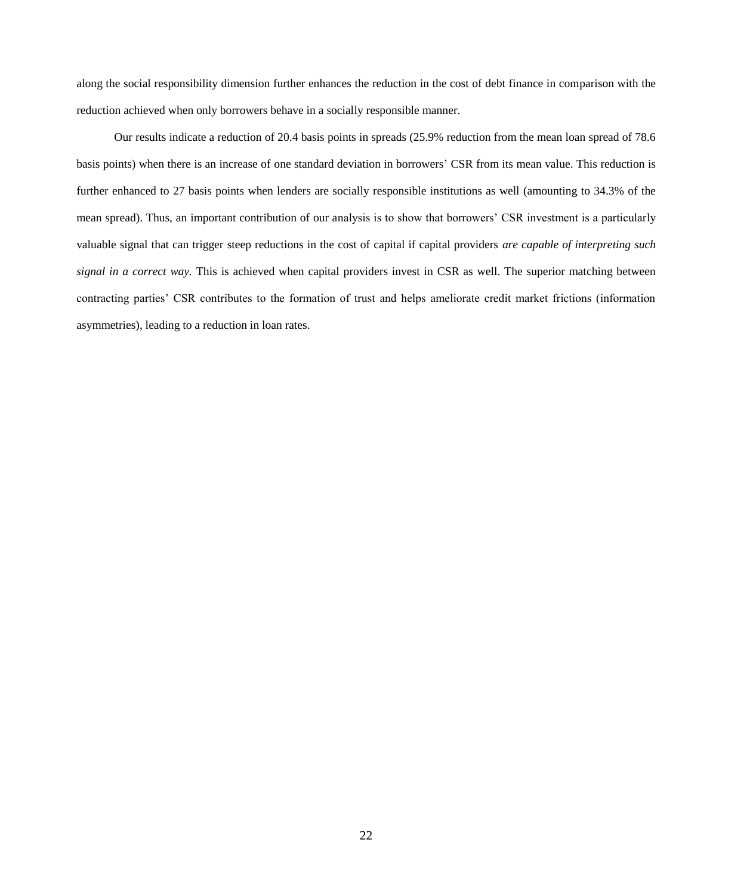along the social responsibility dimension further enhances the reduction in the cost of debt finance in comparison with the reduction achieved when only borrowers behave in a socially responsible manner.

Our results indicate a reduction of 20.4 basis points in spreads (25.9% reduction from the mean loan spread of 78.6 basis points) when there is an increase of one standard deviation in borrowers' CSR from its mean value. This reduction is further enhanced to 27 basis points when lenders are socially responsible institutions as well (amounting to 34.3% of the mean spread). Thus, an important contribution of our analysis is to show that borrowers' CSR investment is a particularly valuable signal that can trigger steep reductions in the cost of capital if capital providers *are capable of interpreting such signal in a correct way.* This is achieved when capital providers invest in CSR as well. The superior matching between contracting parties' CSR contributes to the formation of trust and helps ameliorate credit market frictions (information asymmetries), leading to a reduction in loan rates.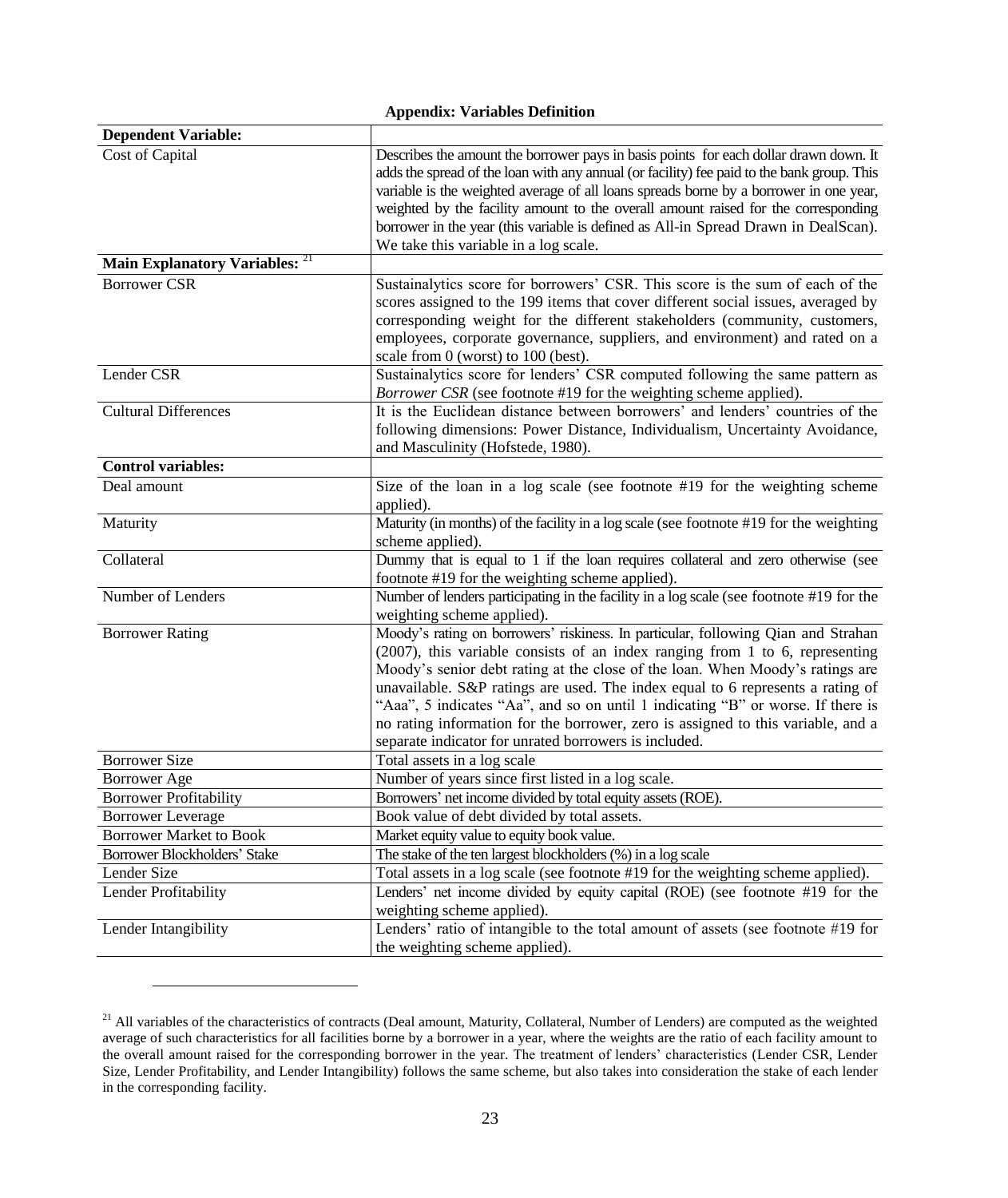**Appendix: Variables Definition**

| | |
|---|---|
| **Dependent Variable:** | |
| Cost of Capital | Describes the amount the borrower pays in basis points for each dollar drawn down. It adds the spread of the loan with any annual (or facility) fee paid to the bank group. This variable is the weighted average of all loans spreads borne by a borrower in one year, weighted by the facility amount to the overall amount raised for the corresponding borrower in the year (this variable is defined as All-in Spread Drawn in DealScan). We take this variable in a log scale. |
| **Main Explanatory Variables:** [21] | |
| Borrower CSR | Sustainalytics score for borrowers' CSR. This score is the sum of each of the scores assigned to the 199 items that cover different social issues, averaged by corresponding weight for the different stakeholders (community, customers, employees, corporate governance, suppliers, and environment) and rated on a scale from 0 (worst) to 100 (best). |
| Lender CSR | Sustainalytics score for lenders' CSR computed following the same pattern as *Borrower CSR* (see footnote #19 for the weighting scheme applied). |
| Cultural Differences | It is the Euclidean distance between borrowers' and lenders' countries of the following dimensions: Power Distance, Individualism, Uncertainty Avoidance, and Masculinity (Hofstede, 1980). |
| **Control variables:** | |
| Deal amount | Size of the loan in a log scale (see footnote #19 for the weighting scheme applied). |
| Maturity | Maturity (in months) of the facility in a log scale (see footnote #19 for the weighting scheme applied). |
| Collateral | Dummy that is equal to 1 if the loan requires collateral and zero otherwise (see footnote #19 for the weighting scheme applied). |
| Number of Lenders | Number of lenders participating in the facility in a log scale (see footnote #19 for the weighting scheme applied). |
| Borrower Rating | Moody's rating on borrowers' riskiness. In particular, following Qian and Strahan (2007), this variable consists of an index ranging from 1 to 6, representing Moody's senior debt rating at the close of the loan. When Moody's ratings are unavailable. S&P ratings are used. The index equal to 6 represents a rating of "Aaa", 5 indicates "Aa", and so on until 1 indicating "B" or worse. If there is no rating information for the borrower, zero is assigned to this variable, and a separate indicator for unrated borrowers is included. |
| Borrower Size | Total assets in a log scale |
| Borrower Age | Number of years since first listed in a log scale. |
| Borrower Profitability | Borrowers' net income divided by total equity assets (ROE). |
| Borrower Leverage | Book value of debt divided by total assets. |
| Borrower Market to Book | Market equity value to equity book value. |
| Borrower Blockholders' Stake | The stake of the ten largest blockholders (%) in a log scale |
| Lender Size | Total assets in a log scale (see footnote #19 for the weighting scheme applied). |
| Lender Profitability | Lenders' net income divided by equity capital (ROE) (see footnote #19 for the weighting scheme applied). |
| Lender Intangibility | Lenders' ratio of intangible to the total amount of assets (see footnote #19 for the weighting scheme applied). |

[21] All variables of the characteristics of contracts (Deal amount, Maturity, Collateral, Number of Lenders) are computed as the weighted average of such characteristics for all facilities borne by a borrower in a year, where the weights are the ratio of each facility amount to the overall amount raised for the corresponding borrower in the year. The treatment of lenders' characteristics (Lender CSR, Lender Size, Lender Profitability, and Lender Intangibility) follows the same scheme, but also takes into consideration the stake of each lender in the corresponding facility.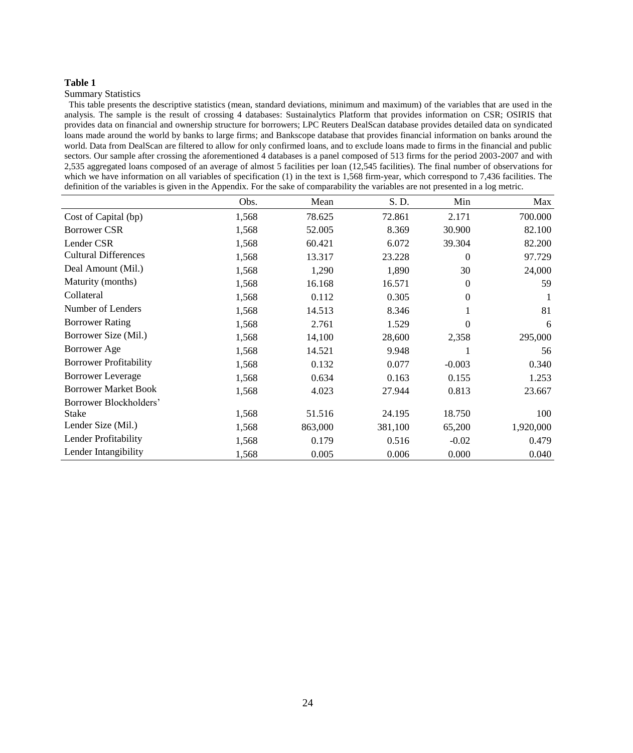**Table 1**

Summary Statistics

This table presents the descriptive statistics (mean, standard deviations, minimum and maximum) of the variables that are used in the analysis. The sample is the result of crossing 4 databases: Sustainalytics Platform that provides information on CSR; OSIRIS that provides data on financial and ownership structure for borrowers; LPC Reuters DealScan database provides detailed data on syndicated loans made around the world by banks to large firms; and Bankscope database that provides financial information on banks around the world. Data from DealScan are filtered to allow for only confirmed loans, and to exclude loans made to firms in the financial and public sectors. Our sample after crossing the aforementioned 4 databases is a panel composed of 513 firms for the period 2003-2007 and with 2,535 aggregated loans composed of an average of almost 5 facilities per loan (12,545 facilities). The final number of observations for which we have information on all variables of specification (1) in the text is 1,568 firm-year, which correspond to 7,436 facilities. The definition of the variables is given in the Appendix. For the sake of comparability the variables are not presented in a log metric.

| | Obs. | Mean | S. D. | Min | Max |
|---|---|---|---|---|---|
| Cost of Capital (bp) | 1,568 | 78.625 | 72.861 | 2.171 | 700.000 |
| Borrower CSR | 1,568 | 52.005 | 8.369 | 30.900 | 82.100 |
| Lender CSR | 1,568 | 60.421 | 6.072 | 39.304 | 82.200 |
| Cultural Differences | 1,568 | 13.317 | 23.228 | 0 | 97.729 |
| Deal Amount (Mil.) | 1,568 | 1,290 | 1,890 | 30 | 24,000 |
| Maturity (months) | 1,568 | 16.168 | 16.571 | 0 | 59 |
| Collateral | 1,568 | 0.112 | 0.305 | 0 | 1 |
| Number of Lenders | 1,568 | 14.513 | 8.346 | 1 | 81 |
| Borrower Rating | 1,568 | 2.761 | 1.529 | 0 | 6 |
| Borrower Size (Mil.) | 1,568 | 14,100 | 28,600 | 2,358 | 295,000 |
| Borrower Age | 1,568 | 14.521 | 9.948 | 1 | 56 |
| Borrower Profitability | 1,568 | 0.132 | 0.077 | -0.003 | 0.340 |
| Borrower Leverage | 1,568 | 0.634 | 0.163 | 0.155 | 1.253 |
| Borrower Market Book | 1,568 | 4.023 | 27.944 | 0.813 | 23.667 |
| Borrower Blockholders' Stake | 1,568 | 51.516 | 24.195 | 18.750 | 100 |
| Lender Size (Mil.) | 1,568 | 863,000 | 381,100 | 65,200 | 1,920,000 |
| Lender Profitability | 1,568 | 0.179 | 0.516 | -0.02 | 0.479 |
| Lender Intangibility | 1,568 | 0.005 | 0.006 | 0.000 | 0.040 |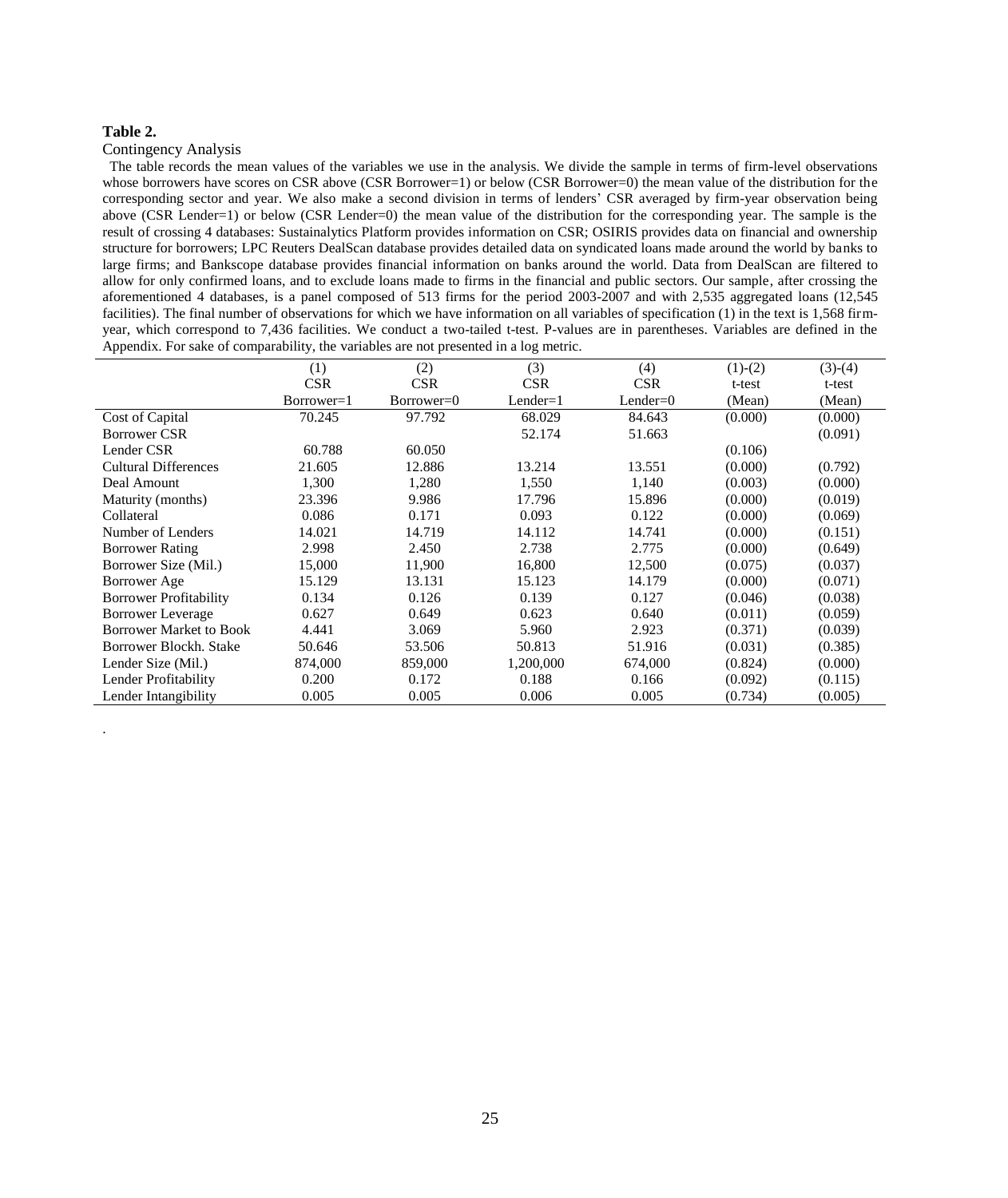**Table 2.**

Contingency Analysis

The table records the mean values of the variables we use in the analysis. We divide the sample in terms of firm-level observations whose borrowers have scores on CSR above (CSR Borrower=1) or below (CSR Borrower=0) the mean value of the distribution for the corresponding sector and year. We also make a second division in terms of lenders' CSR averaged by firm-year observation being above (CSR Lender=1) or below (CSR Lender=0) the mean value of the distribution for the corresponding year. The sample is the result of crossing 4 databases: Sustainalytics Platform provides information on CSR; OSIRIS provides data on financial and ownership structure for borrowers; LPC Reuters DealScan database provides detailed data on syndicated loans made around the world by banks to large firms; and Bankscope database provides financial information on banks around the world. Data from DealScan are filtered to allow for only confirmed loans, and to exclude loans made to firms in the financial and public sectors. Our sample, after crossing the aforementioned 4 databases, is a panel composed of 513 firms for the period 2003-2007 and with 2,535 aggregated loans (12,545 facilities). The final number of observations for which we have information on all variables of specification (1) in the text is 1,568 firm-year, which correspond to 7,436 facilities. We conduct a two-tailed t-test. P-values are in parentheses. Variables are defined in the Appendix. For sake of comparability, the variables are not presented in a log metric.

| | (1) CSR Borrower=1 | (2) CSR Borrower=0 | (3) CSR Lender=1 | (4) CSR Lender=0 | (1)-(2) t-test (Mean) | (3)-(4) t-test (Mean) |
|---|---|---|---|---|---|---|
| Cost of Capital | 70.245 | 97.792 | 68.029 | 84.643 | (0.000) | (0.000) |
| Borrower CSR | | | 52.174 | 51.663 | | (0.091) |
| Lender CSR | 60.788 | 60.050 | | | (0.106) | |
| Cultural Differences | 21.605 | 12.886 | 13.214 | 13.551 | (0.000) | (0.792) |
| Deal Amount | 1,300 | 1,280 | 1,550 | 1,140 | (0.003) | (0.000) |
| Maturity (months) | 23.396 | 9.986 | 17.796 | 15.896 | (0.000) | (0.019) |
| Collateral | 0.086 | 0.171 | 0.093 | 0.122 | (0.000) | (0.069) |
| Number of Lenders | 14.021 | 14.719 | 14.112 | 14.741 | (0.000) | (0.151) |
| Borrower Rating | 2.998 | 2.450 | 2.738 | 2.775 | (0.000) | (0.649) |
| Borrower Size (Mil.) | 15,000 | 11,900 | 16,800 | 12,500 | (0.075) | (0.037) |
| Borrower Age | 15.129 | 13.131 | 15.123 | 14.179 | (0.000) | (0.071) |
| Borrower Profitability | 0.134 | 0.126 | 0.139 | 0.127 | (0.046) | (0.038) |
| Borrower Leverage | 0.627 | 0.649 | 0.623 | 0.640 | (0.011) | (0.059) |
| Borrower Market to Book | 4.441 | 3.069 | 5.960 | 2.923 | (0.371) | (0.039) |
| Borrower Blockh. Stake | 50.646 | 53.506 | 50.813 | 51.916 | (0.031) | (0.385) |
| Lender Size (Mil.) | 874,000 | 859,000 | 1,200,000 | 674,000 | (0.824) | (0.000) |
| Lender Profitability | 0.200 | 0.172 | 0.188 | 0.166 | (0.092) | (0.115) |
| Lender Intangibility | 0.005 | 0.005 | 0.006 | 0.005 | (0.734) | (0.005) |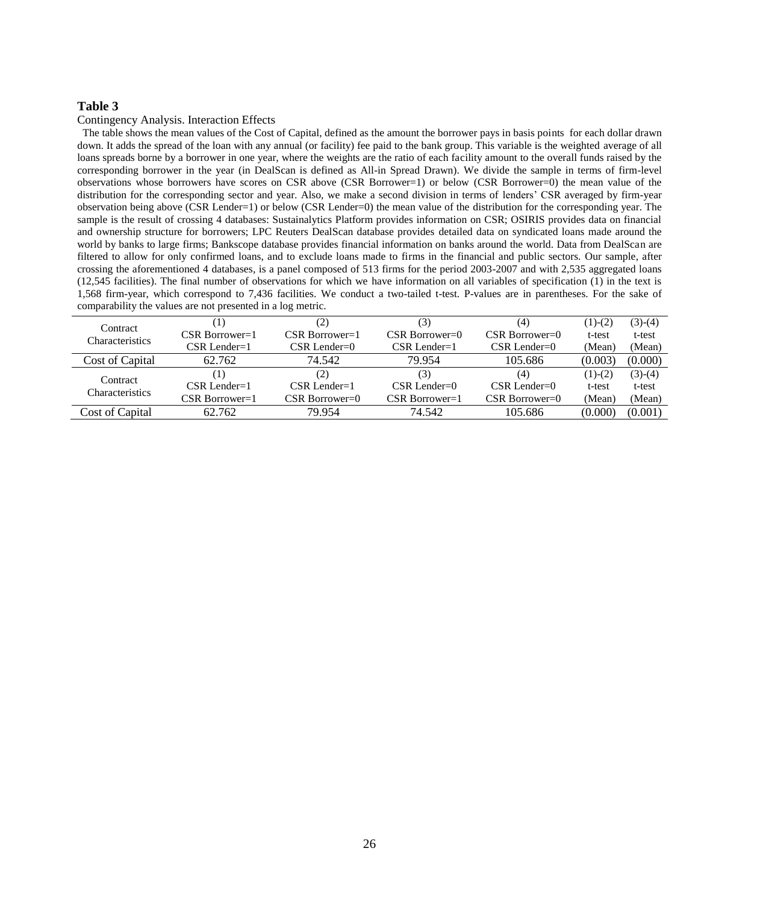**Table 3**

Contingency Analysis. Interaction Effects

The table shows the mean values of the Cost of Capital, defined as the amount the borrower pays in basis points for each dollar drawn down. It adds the spread of the loan with any annual (or facility) fee paid to the bank group. This variable is the weighted average of all loans spreads borne by a borrower in one year, where the weights are the ratio of each facility amount to the overall funds raised by the corresponding borrower in the year (in DealScan is defined as All-in Spread Drawn). We divide the sample in terms of firm-level observations whose borrowers have scores on CSR above (CSR Borrower=1) or below (CSR Borrower=0) the mean value of the distribution for the corresponding sector and year. Also, we make a second division in terms of lenders' CSR averaged by firm-year observation being above (CSR Lender=1) or below (CSR Lender=0) the mean value of the distribution for the corresponding year. The sample is the result of crossing 4 databases: Sustainalytics Platform provides information on CSR; OSIRIS provides data on financial and ownership structure for borrowers; LPC Reuters DealScan database provides detailed data on syndicated loans made around the world by banks to large firms; Bankscope database provides financial information on banks around the world. Data from DealScan are filtered to allow for only confirmed loans, and to exclude loans made to firms in the financial and public sectors. Our sample, after crossing the aforementioned 4 databases, is a panel composed of 513 firms for the period 2003-2007 and with 2,535 aggregated loans (12,545 facilities). The final number of observations for which we have information on all variables of specification (1) in the text is 1,568 firm-year, which correspond to 7,436 facilities. We conduct a two-tailed t-test. P-values are in parentheses. For the sake of comparability the values are not presented in a log metric.

| Contract Characteristics | (1) CSR Borrower=1 CSR Lender=1 | (2) CSR Borrower=1 CSR Lender=0 | (3) CSR Borrower=0 CSR Lender=1 | (4) CSR Borrower=0 CSR Lender=0 | (1)-(2) t-test (Mean) | (3)-(4) t-test (Mean) |
|---|---|---|---|---|---|---|
| Cost of Capital | 62.762 | 74.542 | 79.954 | 105.686 | (0.003) | (0.000) |
| **Contract Characteristics** | **(1) CSR Lender=1 CSR Borrower=1** | **(2) CSR Lender=1 CSR Borrower=0** | **(3) CSR Lender=0 CSR Borrower=1** | **(4) CSR Lender=0 CSR Borrower=0** | **(1)-(2) t-test (Mean)** | **(3)-(4) t-test (Mean)** |
| Cost of Capital | 62.762 | 79.954 | 74.542 | 105.686 | (0.000) | (0.001) |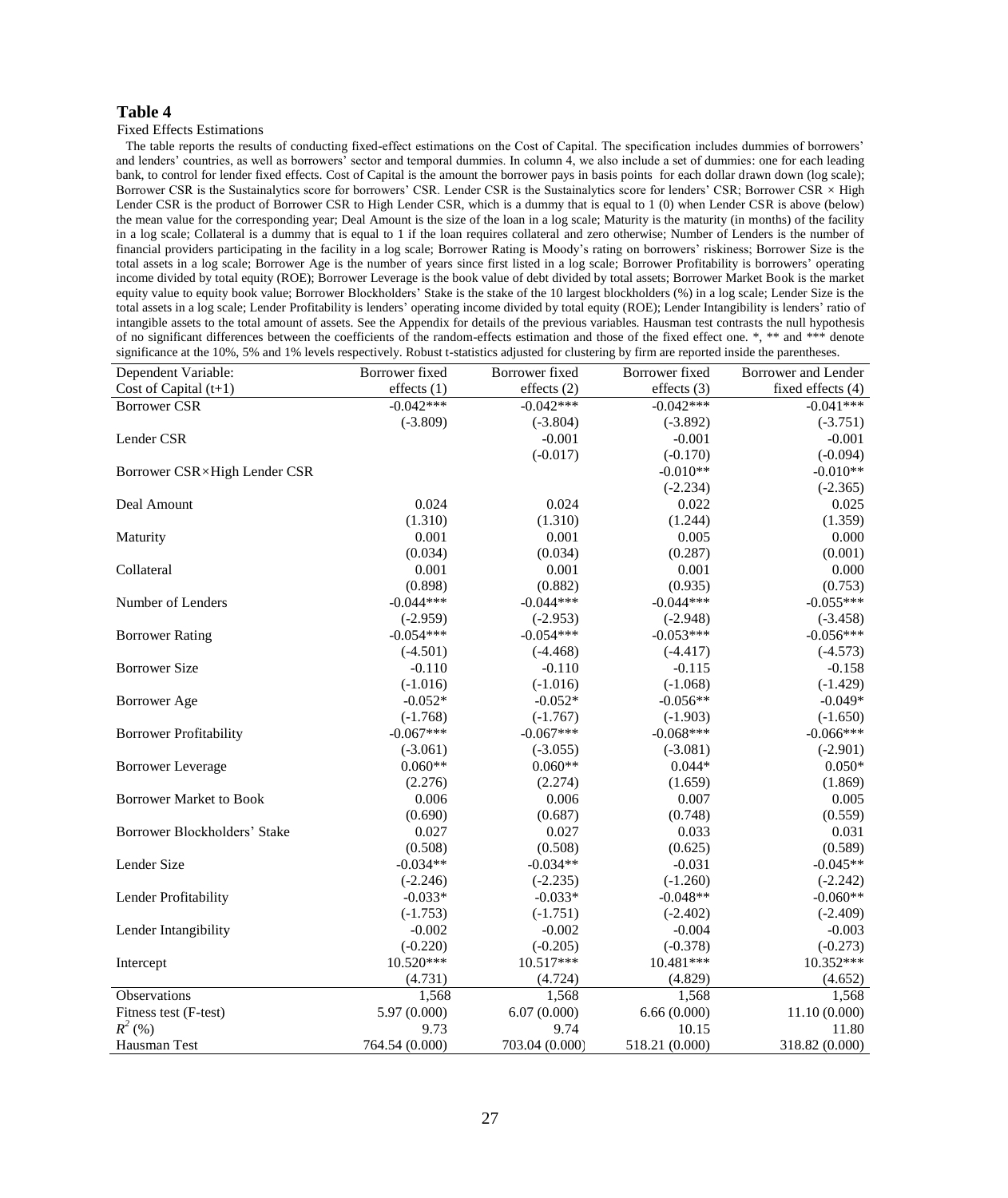**Table 4**

Fixed Effects Estimations

The table reports the results of conducting fixed-effect estimations on the Cost of Capital. The specification includes dummies of borrowers' and lenders' countries, as well as borrowers' sector and temporal dummies. In column 4, we also include a set of dummies: one for each leading bank, to control for lender fixed effects. Cost of Capital is the amount the borrower pays in basis points for each dollar drawn down (log scale); Borrower CSR is the Sustainalytics score for borrowers' CSR. Lender CSR is the Sustainalytics score for lenders' CSR; Borrower CSR × High Lender CSR is the product of Borrower CSR to High Lender CSR, which is a dummy that is equal to 1 (0) when Lender CSR is above (below) the mean value for the corresponding year; Deal Amount is the size of the loan in a log scale; Maturity is the maturity (in months) of the facility in a log scale; Collateral is a dummy that is equal to 1 if the loan requires collateral and zero otherwise; Number of Lenders is the number of financial providers participating in the facility in a log scale; Borrower Rating is Moody's rating on borrowers' riskiness; Borrower Size is the total assets in a log scale; Borrower Age is the number of years since first listed in a log scale; Borrower Profitability is borrowers' operating income divided by total equity (ROE); Borrower Leverage is the book value of debt divided by total assets; Borrower Market Book is the market equity value to equity book value; Borrower Blockholders' Stake is the stake of the 10 largest blockholders (%) in a log scale; Lender Size is the total assets in a log scale; Lender Profitability is lenders' operating income divided by total equity (ROE); Lender Intangibility is lenders' ratio of intangible assets to the total amount of assets. See the Appendix for details of the previous variables. Hausman test contrasts the null hypothesis of no significant differences between the coefficients of the random-effects estimation and those of the fixed effect one. *, ** and *** denote significance at the 10%, 5% and 1% levels respectively. Robust t-statistics adjusted for clustering by firm are reported inside the parentheses.

| Dependent Variable: Cost of Capital (t+1) | Borrower fixed effects (1) | Borrower fixed effects (2) | Borrower fixed effects (3) | Borrower and Lender fixed effects (4) |
|---|---|---|---|---|
| Borrower CSR | -0.042*** | -0.042*** | -0.042*** | -0.041*** |
| | (-3.809) | (-3.804) | (-3.892) | (-3.751) |
| Lender CSR | | -0.001 | -0.001 | -0.001 |
| | | (-0.017) | (-0.170) | (-0.094) |
| Borrower CSR×High Lender CSR | | | -0.010** | -0.010** |
| | | | (-2.234) | (-2.365) |
| Deal Amount | 0.024 | 0.024 | 0.022 | 0.025 |
| | (1.310) | (1.310) | (1.244) | (1.359) |
| Maturity | 0.001 | 0.001 | 0.005 | 0.000 |
| | (0.034) | (0.034) | (0.287) | (0.001) |
| Collateral | 0.001 | 0.001 | 0.001 | 0.000 |
| | (0.898) | (0.882) | (0.935) | (0.753) |
| Number of Lenders | -0.044*** | -0.044*** | -0.044*** | -0.055*** |
| | (-2.959) | (-2.953) | (-2.948) | (-3.458) |
| Borrower Rating | -0.054*** | -0.054*** | -0.053*** | -0.056*** |
| | (-4.501) | (-4.468) | (-4.417) | (-4.573) |
| Borrower Size | -0.110 | -0.110 | -0.115 | -0.158 |
| | (-1.016) | (-1.016) | (-1.068) | (-1.429) |
| Borrower Age | -0.052* | -0.052* | -0.056** | -0.049* |
| | (-1.768) | (-1.767) | (-1.903) | (-1.650) |
| Borrower Profitability | -0.067*** | -0.067*** | -0.068*** | -0.066*** |
| | (-3.061) | (-3.055) | (-3.081) | (-2.901) |
| Borrower Leverage | 0.060** | 0.060** | 0.044* | 0.050* |
| | (2.276) | (2.274) | (1.659) | (1.869) |
| Borrower Market to Book | 0.006 | 0.006 | 0.007 | 0.005 |
| | (0.690) | (0.687) | (0.748) | (0.559) |
| Borrower Blockholders' Stake | 0.027 | 0.027 | 0.033 | 0.031 |
| | (0.508) | (0.508) | (0.625) | (0.589) |
| Lender Size | -0.034** | -0.034** | -0.031 | -0.045** |
| | (-2.246) | (-2.235) | (-1.260) | (-2.242) |
| Lender Profitability | -0.033* | -0.033* | -0.048** | -0.060** |
| | (-1.753) | (-1.751) | (-2.402) | (-2.409) |
| Lender Intangibility | -0.002 | -0.002 | -0.004 | -0.003 |
| | (-0.220) | (-0.205) | (-0.378) | (-0.273) |
| Intercept | 10.520*** | 10.517*** | 10.481*** | 10.352*** |
| | (4.731) | (4.724) | (4.829) | (4.652) |
| Observations | 1,568 | 1,568 | 1,568 | 1,568 |
| Fitness test (F-test) | 5.97 (0.000) | 6.07 (0.000) | 6.66 (0.000) | 11.10 (0.000) |
| $R^2$ (%) | 9.73 | 9.74 | 10.15 | 11.80 |
| Hausman Test | 764.54 (0.000) | 703.04 (0.000) | 518.21 (0.000) | 318.82 (0.000) |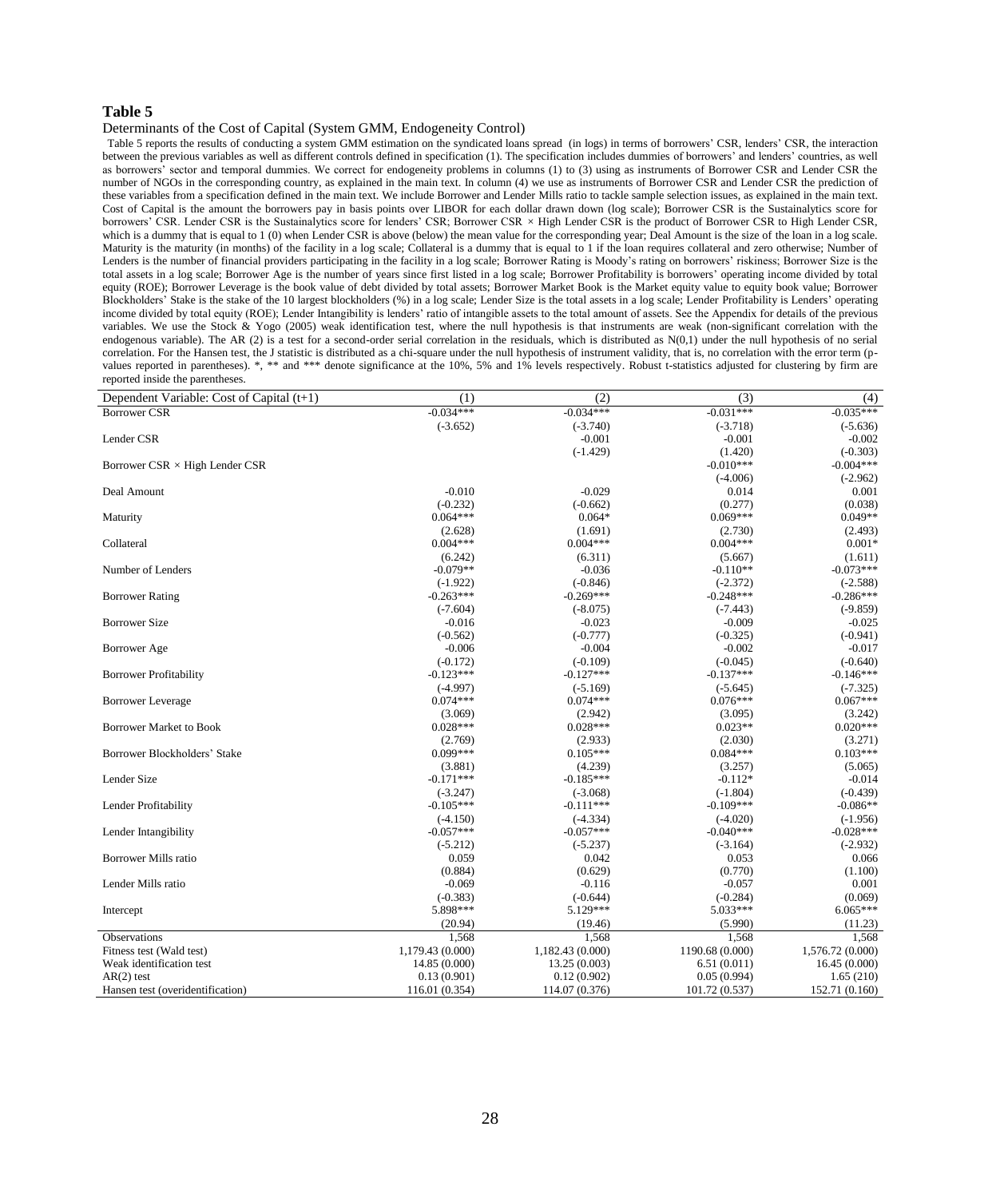**Table 5**

Determinants of the Cost of Capital (System GMM, Endogeneity Control)

Table 5 reports the results of conducting a system GMM estimation on the syndicated loans spread (in logs) in terms of borrowers' CSR, lenders' CSR, the interaction between the previous variables as well as different controls defined in specification (1). The specification includes dummies of borrowers' and lenders' countries, as well as borrowers' sector and temporal dummies. We correct for endogeneity problems in columns (1) to (3) using as instruments of Borrower CSR and Lender CSR the number of NGOs in the corresponding country, as explained in the main text. In column (4) we use as instruments of Borrower CSR and Lender CSR the prediction of these variables from a specification defined in the main text. We include Borrower and Lender Mills ratio to tackle sample selection issues, as explained in the main text. Cost of Capital is the amount the borrowers pay in basis points over LIBOR for each dollar drawn down (log scale); Borrower CSR is the Sustainalytics score for borrowers' CSR. Lender CSR is the Sustainalytics score for lenders' CSR; Borrower CSR × High Lender CSR is the product of Borrower CSR to High Lender CSR, which is a dummy that is equal to 1 (0) when Lender CSR is above (below) the mean value for the corresponding year; Deal Amount is the size of the loan in a log scale. Maturity is the maturity (in months) of the facility in a log scale; Collateral is a dummy that is equal to 1 if the loan requires collateral and zero otherwise; Number of Lenders is the number of financial providers participating in the facility in a log scale; Borrower Rating is Moody's rating on borrowers' riskiness; Borrower Size is the total assets in a log scale; Borrower Age is the number of years since first listed in a log scale; Borrower Profitability is borrowers' operating income divided by total equity (ROE); Borrower Leverage is the book value of debt divided by total assets; Borrower Market Book is the Market equity value to equity book value; Borrower Blockholders' Stake is the stake of the 10 largest blockholders (%) in a log scale; Lender Size is the total assets in a log scale; Lender Profitability is Lenders' operating income divided by total equity (ROE); Lender Intangibility is lenders' ratio of intangible assets to the total amount of assets. See the Appendix for details of the previous variables. We use the Stock & Yogo (2005) weak identification test, where the null hypothesis is that instruments are weak (non-significant correlation with the endogenous variable). The AR (2) is a test for a second-order serial correlation in the residuals, which is distributed as N(0,1) under the null hypothesis of no serial correlation. For the Hansen test, the J statistic is distributed as a chi-square under the null hypothesis of instrument validity, that is, no correlation with the error term (p-values reported in parentheses). *, ** and *** denote significance at the 10%, 5% and 1% levels respectively. Robust t-statistics adjusted for clustering by firm are reported inside the parentheses.

| Dependent Variable: Cost of Capital (t+1) | (1) | (2) | (3) | (4) |
|---|---|---|---|---|
| Borrower CSR | -0.034*** | -0.034*** | -0.031*** | -0.035*** |
| | (-3.652) | (-3.740) | (-3.718) | (-5.636) |
| Lender CSR | | -0.001 | -0.001 | -0.002 |
| | | (-1.429) | (1.420) | (-0.303) |
| Borrower CSR × High Lender CSR | | | -0.010*** | -0.004*** |
| | | | (-4.006) | (-2.962) |
| Deal Amount | -0.010 | -0.029 | 0.014 | 0.001 |
| | (-0.232) | (-0.662) | (0.277) | (0.038) |
| Maturity | 0.064*** | 0.064* | 0.069*** | 0.049** |
| | (2.628) | (1.691) | (2.730) | (2.493) |
| Collateral | 0.004*** | 0.004*** | 0.004*** | 0.001* |
| | (6.242) | (6.311) | (5.667) | (1.611) |
| Number of Lenders | -0.079** | -0.036 | -0.110** | -0.073*** |
| | (-1.922) | (-0.846) | (-2.372) | (-2.588) |
| Borrower Rating | -0.263*** | -0.269*** | -0.248*** | -0.286*** |
| | (-7.604) | (-8.075) | (-7.443) | (-9.859) |
| Borrower Size | -0.016 | -0.023 | -0.009 | -0.025 |
| | (-0.562) | (-0.777) | (-0.325) | (-0.941) |
| Borrower Age | -0.006 | -0.004 | -0.002 | -0.017 |
| | (-0.172) | (-0.109) | (-0.045) | (-0.640) |
| Borrower Profitability | -0.123*** | -0.127*** | -0.137*** | -0.146*** |
| | (-4.997) | (-5.169) | (-5.645) | (-7.325) |
| Borrower Leverage | 0.074*** | 0.074*** | 0.076*** | 0.067*** |
| | (3.069) | (2.942) | (3.095) | (3.242) |
| Borrower Market to Book | 0.028*** | 0.028*** | 0.023** | 0.020*** |
| | (2.769) | (2.933) | (2.030) | (3.271) |
| Borrower Blockholders' Stake | 0.099*** | 0.105*** | 0.084*** | 0.103*** |
| | (3.881) | (4.239) | (3.257) | (5.065) |
| Lender Size | -0.171*** | -0.185*** | -0.112* | -0.014 |
| | (-3.247) | (-3.068) | (-1.804) | (-0.439) |
| Lender Profitability | -0.105*** | -0.111*** | -0.109*** | -0.086** |
| | (-4.150) | (-4.334) | (-4.020) | (-1.956) |
| Lender Intangibility | -0.057*** | -0.057*** | -0.040*** | -0.028*** |
| | (-5.212) | (-5.237) | (-3.164) | (-2.932) |
| Borrower Mills ratio | 0.059 | 0.042 | 0.053 | 0.066 |
| | (0.884) | (0.629) | (0.770) | (1.100) |
| Lender Mills ratio | -0.069 | -0.116 | -0.057 | 0.001 |
| | (-0.383) | (-0.644) | (-0.284) | (0.069) |
| Intercept | 5.898*** | 5.129*** | 5.033*** | 6.065*** |
| | (20.94) | (19.46) | (5.990) | (11.23) |
| Observations | 1,568 | 1,568 | 1,568 | 1,568 |
| Fitness test (Wald test) | 1,179.43 (0.000) | 1,182.43 (0.000) | 1190.68 (0.000) | 1,576.72 (0.000) |
| Weak identification test | 14.85 (0.000) | 13.25 (0.003) | 6.51 (0.011) | 16.45 (0.000) |
| AR(2) test | 0.13 (0.901) | 0.12 (0.902) | 0.05 (0.994) | 1.65 (210) |
| Hansen test (overidentification) | 116.01 (0.354) | 114.07 (0.376) | 101.72 (0.537) | 152.71 (0.160) |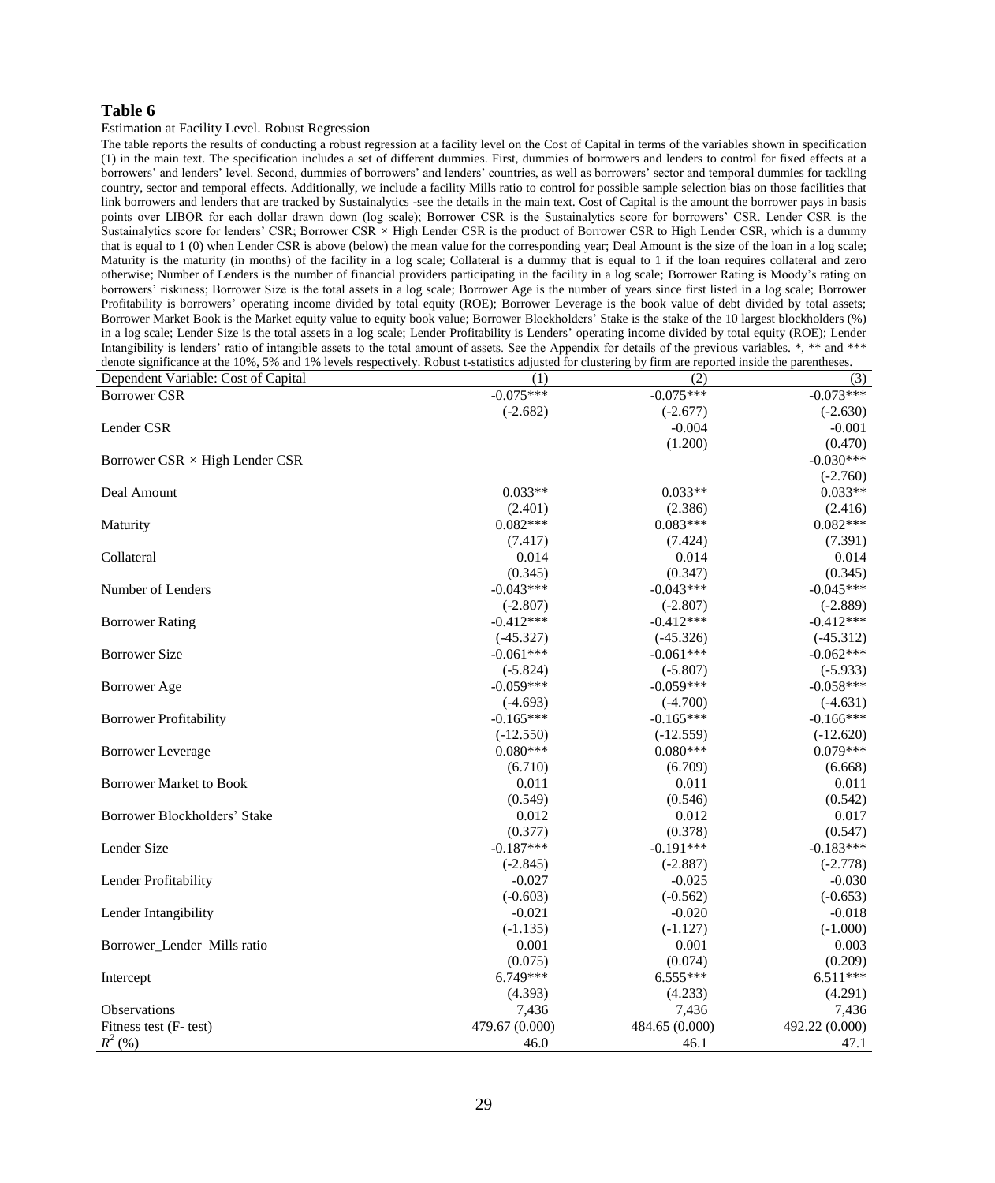**Table 6**

Estimation at Facility Level. Robust Regression

The table reports the results of conducting a robust regression at a facility level on the Cost of Capital in terms of the variables shown in specification (1) in the main text. The specification includes a set of different dummies. First, dummies of borrowers and lenders to control for fixed effects at a borrowers' and lenders' level. Second, dummies of borrowers' and lenders' countries, as well as borrowers' sector and temporal dummies for tackling country, sector and temporal effects. Additionally, we include a facility Mills ratio to control for possible sample selection bias on those facilities that link borrowers and lenders that are tracked by Sustainalytics -see the details in the main text. Cost of Capital is the amount the borrower pays in basis points over LIBOR for each dollar drawn down (log scale); Borrower CSR is the Sustainalytics score for borrowers' CSR. Lender CSR is the Sustainalytics score for lenders' CSR; Borrower CSR × High Lender CSR is the product of Borrower CSR to High Lender CSR, which is a dummy that is equal to 1 (0) when Lender CSR is above (below) the mean value for the corresponding year; Deal Amount is the size of the loan in a log scale; Maturity is the maturity (in months) of the facility in a log scale; Collateral is a dummy that is equal to 1 if the loan requires collateral and zero otherwise; Number of Lenders is the number of financial providers participating in the facility in a log scale; Borrower Rating is Moody's rating on borrowers' riskiness; Borrower Size is the total assets in a log scale; Borrower Age is the number of years since first listed in a log scale; Borrower Profitability is borrowers' operating income divided by total equity (ROE); Borrower Leverage is the book value of debt divided by total assets; Borrower Market Book is the Market equity value to equity book value; Borrower Blockholders' Stake is the stake of the 10 largest blockholders (%) in a log scale; Lender Size is the total assets in a log scale; Lender Profitability is Lenders' operating income divided by total equity (ROE); Lender Intangibility is lenders' ratio of intangible assets to the total amount of assets. See the Appendix for details of the previous variables. *, ** and *** denote significance at the 10%, 5% and 1% levels respectively. Robust t-statistics adjusted for clustering by firm are reported inside the parentheses.

| Dependent Variable: Cost of Capital | (1) | (2) | (3) |
|---|---|---|---|
| Borrower CSR | -0.075*** | -0.075*** | -0.073*** |
| | (-2.682) | (-2.677) | (-2.630) |
| Lender CSR | | -0.004 | -0.001 |
| | | (1.200) | (0.470) |
| Borrower CSR × High Lender CSR | | | -0.030*** |
| | | | (-2.760) |
| Deal Amount | 0.033** | 0.033** | 0.033** |
| | (2.401) | (2.386) | (2.416) |
| Maturity | 0.082*** | 0.083*** | 0.082*** |
| | (7.417) | (7.424) | (7.391) |
| Collateral | 0.014 | 0.014 | 0.014 |
| | (0.345) | (0.347) | (0.345) |
| Number of Lenders | -0.043*** | -0.043*** | -0.045*** |
| | (-2.807) | (-2.807) | (-2.889) |
| Borrower Rating | -0.412*** | -0.412*** | -0.412*** |
| | (-45.327) | (-45.326) | (-45.312) |
| Borrower Size | -0.061*** | -0.061*** | -0.062*** |
| | (-5.824) | (-5.807) | (-5.933) |
| Borrower Age | -0.059*** | -0.059*** | -0.058*** |
| | (-4.693) | (-4.700) | (-4.631) |
| Borrower Profitability | -0.165*** | -0.165*** | -0.166*** |
| | (-12.550) | (-12.559) | (-12.620) |
| Borrower Leverage | 0.080*** | 0.080*** | 0.079*** |
| | (6.710) | (6.709) | (6.668) |
| Borrower Market to Book | 0.011 | 0.011 | 0.011 |
| | (0.549) | (0.546) | (0.542) |
| Borrower Blockholders' Stake | 0.012 | 0.012 | 0.017 |
| | (0.377) | (0.378) | (0.547) |
| Lender Size | -0.187*** | -0.191*** | -0.183*** |
| | (-2.845) | (-2.887) | (-2.778) |
| Lender Profitability | -0.027 | -0.025 | -0.030 |
| | (-0.603) | (-0.562) | (-0.653) |
| Lender Intangibility | -0.021 | -0.020 | -0.018 |
| | (-1.135) | (-1.127) | (-1.000) |
| Borrower_Lender Mills ratio | 0.001 | 0.001 | 0.003 |
| | (0.075) | (0.074) | (0.209) |
| Intercept | 6.749*** | 6.555*** | 6.511*** |
| | (4.393) | (4.233) | (4.291) |
| Observations | 7,436 | 7,436 | 7,436 |
| Fitness test (F- test) | 479.67 (0.000) | 484.65 (0.000) | 492.22 (0.000) |
| $R^2$ (%) | 46.0 | 46.1 | 47.1 |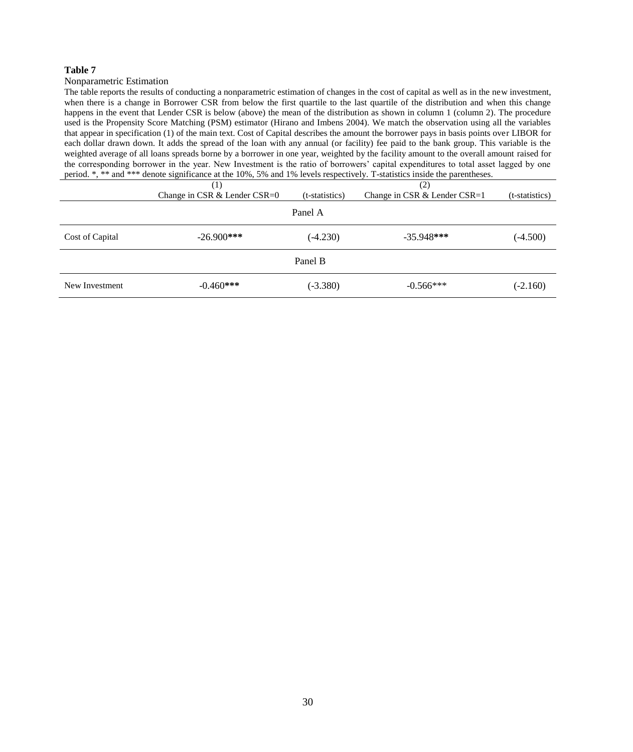**Table 7**

Nonparametric Estimation

The table reports the results of conducting a nonparametric estimation of changes in the cost of capital as well as in the new investment, when there is a change in Borrower CSR from below the first quartile to the last quartile of the distribution and when this change happens in the event that Lender CSR is below (above) the mean of the distribution as shown in column 1 (column 2). The procedure used is the Propensity Score Matching (PSM) estimator (Hirano and Imbens 2004). We match the observation using all the variables that appear in specification (1) of the main text. Cost of Capital describes the amount the borrower pays in basis points over LIBOR for each dollar drawn down. It adds the spread of the loan with any annual (or facility) fee paid to the bank group. This variable is the weighted average of all loans spreads borne by a borrower in one year, weighted by the facility amount to the overall amount raised for the corresponding borrower in the year. New Investment is the ratio of borrowers' capital expenditures to total asset lagged by one period. *, ** and *** denote significance at the 10%, 5% and 1% levels respectively. T-statistics inside the parentheses.

| | (1)<br>Change in CSR & Lender CSR=0 | (t-statistics) | (2)<br>Change in CSR & Lender CSR=1 | (t-statistics) |
|---|---|---|---|---|
| | | Panel A | | |
| Cost of Capital | -26.900*** | (-4.230) | -35.948*** | (-4.500) |
| | | Panel B | | |
| New Investment | -0.460*** | (-3.380) | -0.566*** | (-2.160) |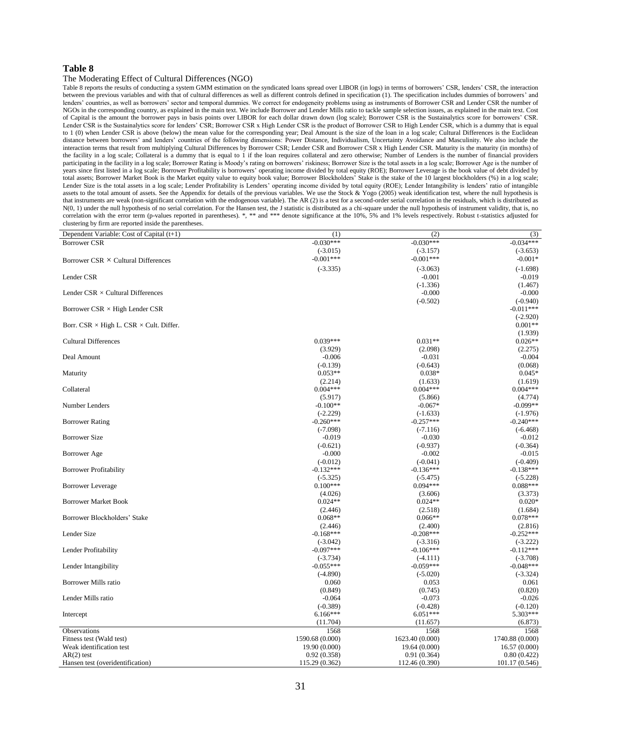**Table 8**

The Moderating Effect of Cultural Differences (NGO)

Table 8 reports the results of conducting a system GMM estimation on the syndicated loans spread over LIBOR (in logs) in terms of borrowers' CSR, lenders' CSR, the interaction between the previous variables and with that of cultural differences as well as different controls defined in specification (1). The specification includes dummies of borrowers' and lenders' countries, as well as borrowers' sector and temporal dummies. We correct for endogeneity problems using as instruments of Borrower CSR and Lender CSR the number of NGOs in the corresponding country, as explained in the main text. We include Borrower and Lender Mills ratio to tackle sample selection issues, as explained in the main text. Cost of Capital is the amount the borrower pays in basis points over LIBOR for each dollar drawn down (log scale); Borrower CSR is the Sustainalytics score for borrowers' CSR. Lender CSR is the Sustainalytics score for lenders' CSR; Borrower CSR x High Lender CSR is the product of Borrower CSR to High Lender CSR, which is a dummy that is equal to 1 (0) when Lender CSR is above (below) the mean value for the corresponding year; Deal Amount is the size of the loan in a log scale; Cultural Differences is the Euclidean distance between borrowers' and lenders' countries of the following dimensions: Power Distance, Individualism, Uncertainty Avoidance and Masculinity. We also include the interaction terms that result from multiplying Cultural Differences by Borrower CSR; Lender CSR and Borrower CSR x High Lender CSR. Maturity is the maturity (in months) of the facility in a log scale; Collateral is a dummy that is equal to 1 if the loan requires collateral and zero otherwise; Number of Lenders is the number of financial providers participating in the facility in a log scale; Borrower Rating is Moody's rating on borrowers' riskiness; Borrower Size is the total assets in a log scale; Borrower Age is the number of years since first listed in a log scale; Borrower Profitability is borrowers' operating income divided by total equity (ROE); Borrower Leverage is the book value of debt divided by total assets; Borrower Market Book is the Market equity value to equity book value; Borrower Blockholders' Stake is the stake of the 10 largest blockholders (%) in a log scale; Lender Size is the total assets in a log scale; Lender Profitability is Lenders' operating income divided by total equity (ROE); Lender Intangibility is lenders' ratio of intangible assets to the total amount of assets. See the Appendix for details of the previous variables. We use the Stock & Yogo (2005) weak identification test, where the null hypothesis is that instruments are weak (non-significant correlation with the endogenous variable). The AR (2) is a test for a second-order serial correlation in the residuals, which is distributed as N(0, 1) under the null hypothesis of no serial correlation. For the Hansen test, the J statistic is distributed as a chi-square under the null hypothesis of instrument validity, that is, no correlation with the error term (p-values reported in parentheses). *, ** and *** denote significance at the 10%, 5% and 1% levels respectively. Robust t-statistics adjusted for clustering by firm are reported inside the parentheses.

| Dependent Variable: Cost of Capital (t+1) | (1) | (2) | (3) |
|---|---|---|---|
| Borrower CSR | -0.030*** | -0.030*** | -0.034*** |
| | (-3.015) | (-3.157) | (-3.653) |
| Borrower CSR × Cultural Differences | -0.001*** | -0.001*** | -0.001* |
| | (-3.335) | (-3.063) | (-1.698) |
| Lender CSR | | -0.001 | -0.019 |
| | | (-1.336) | (1.467) |
| Lender CSR × Cultural Differences | | -0.000 | -0.000 |
| | | (-0.502) | (-0.940) |
| Borrower CSR × High Lender CSR | | | -0.011*** |
| | | | (-2.920) |
| Borr. CSR × High L. CSR × Cult. Differ. | | | 0.001** |
| | | | (1.939) |
| Cultural Differences | 0.039*** | 0.031** | 0.026** |
| | (3.929) | (2.098) | (2.275) |
| Deal Amount | -0.006 | -0.031 | -0.004 |
| | (-0.139) | (-0.643) | (0.068) |
| Maturity | 0.053** | 0.038* | 0.045* |
| | (2.214) | (1.633) | (1.619) |
| Collateral | 0.004*** | 0.004*** | 0.004*** |
| | (5.917) | (5.866) | (4.774) |
| Number Lenders | -0.100** | -0.067* | -0.099** |
| | (-2.229) | (-1.633) | (-1.976) |
| Borrower Rating | -0.260*** | -0.257*** | -0.240*** |
| | (-7.098) | (-7.116) | (-6.468) |
| Borrower Size | -0.019 | -0.030 | -0.012 |
| | (-0.621) | (-0.937) | (-0.364) |
| Borrower Age | -0.000 | -0.002 | -0.015 |
| | (-0.012) | (-0.041) | (-0.409) |
| Borrower Profitability | -0.132*** | -0.136*** | -0.138*** |
| | (-5.325) | (-5.475) | (-5.228) |
| Borrower Leverage | 0.100*** | 0.094*** | 0.088*** |
| | (4.026) | (3.606) | (3.373) |
| Borrower Market Book | 0.024** | 0.024** | 0.020* |
| | (2.446) | (2.518) | (1.684) |
| Borrower Blockholders' Stake | 0.068** | 0.066** | 0.078*** |
| | (2.446) | (2.400) | (2.816) |
| Lender Size | -0.168*** | -0.208*** | -0.252*** |
| | (-3.042) | (-3.316) | (-3.222) |
| Lender Profitability | -0.097*** | -0.106*** | -0.112*** |
| | (-3.734) | (-4.111) | (-3.708) |
| Lender Intangibility | -0.055*** | -0.059*** | -0.048*** |
| | (-4.890) | (-5.020) | (-3.324) |
| Borrower Mills ratio | 0.060 | 0.053 | 0.061 |
| | (0.849) | (0.745) | (0.820) |
| Lender Mills ratio | -0.064 | -0.073 | -0.026 |
| | (-0.389) | (-0.428) | (-0.120) |
| Intercept | 6.166*** | 6.051*** | 5.303*** |
| | (11.704) | (11.657) | (6.873) |
| Observations | 1568 | 1568 | 1568 |
| Fitness test (Wald test) | 1590.68 (0.000) | 1623.40 (0.000) | 1740.88 (0.000) |
| Weak identification test | 19.90 (0.000) | 19.64 (0.000) | 16.57 (0.000) |
| AR(2) test | 0.92 (0.358) | 0.91 (0.364) | 0.80 (0.422) |
| Hansen test (overidentification) | 115.29 (0.362) | 112.46 (0.390) | 101.17 (0.546) |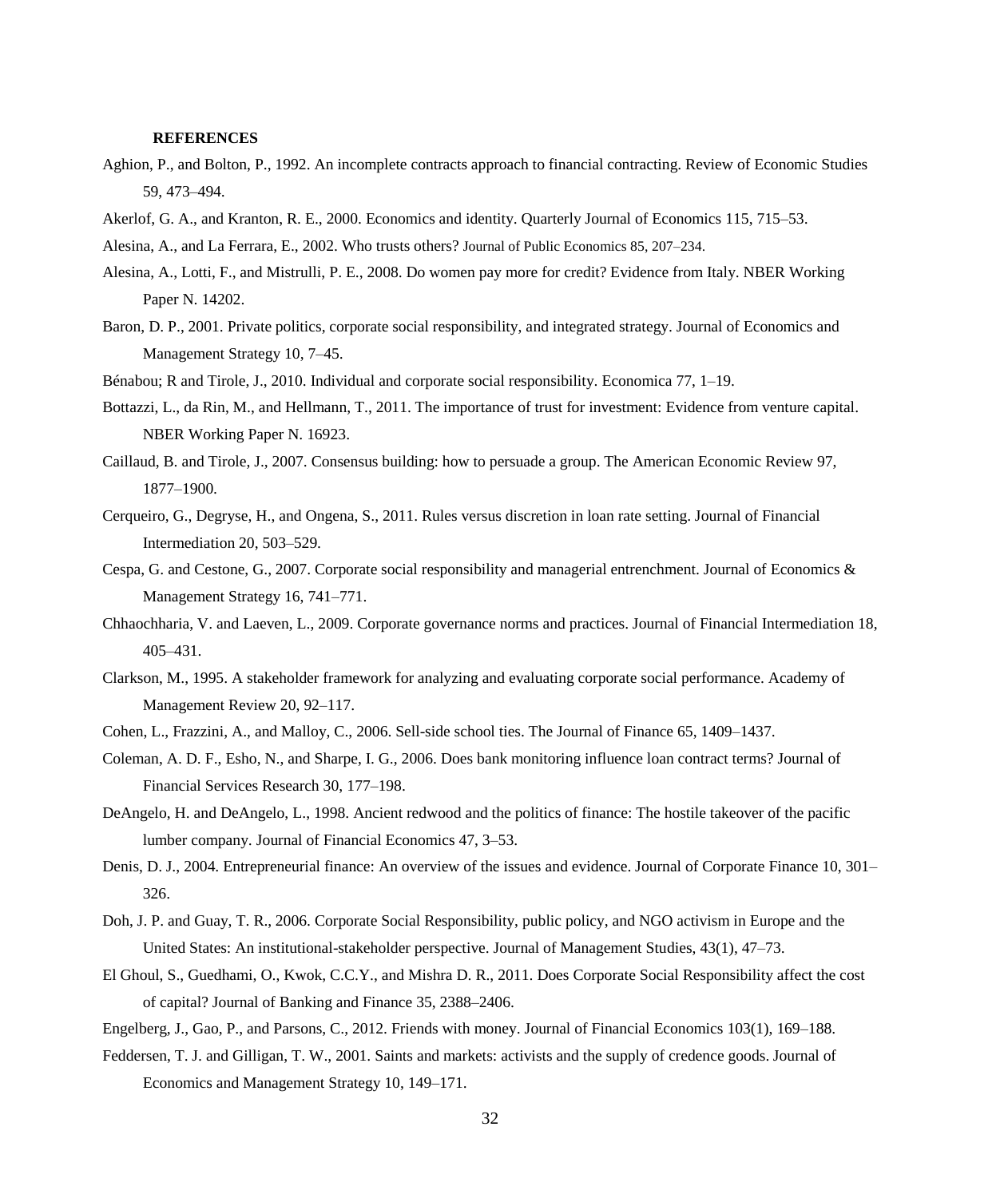## REFERENCES

Aghion, P., and Bolton, P., 1992. An incomplete contracts approach to financial contracting. Review of Economic Studies 59, 473–494.

Akerlof, G. A., and Kranton, R. E., 2000. Economics and identity. Quarterly Journal of Economics 115, 715–53.

Alesina, A., and La Ferrara, E., 2002. Who trusts others? Journal of Public Economics 85, 207–234.

Alesina, A., Lotti, F., and Mistrulli, P. E., 2008. Do women pay more for credit? Evidence from Italy. NBER Working Paper N. 14202.

Baron, D. P., 2001. Private politics, corporate social responsibility, and integrated strategy. Journal of Economics and Management Strategy 10, 7–45.

Bénabou; R and Tirole, J., 2010. Individual and corporate social responsibility. Economica 77, 1–19.

Bottazzi, L., da Rin, M., and Hellmann, T., 2011. The importance of trust for investment: Evidence from venture capital. NBER Working Paper N. 16923.

Caillaud, B. and Tirole, J., 2007. Consensus building: how to persuade a group. The American Economic Review 97, 1877–1900.

Cerqueiro, G., Degryse, H., and Ongena, S., 2011. Rules versus discretion in loan rate setting. Journal of Financial Intermediation 20, 503–529.

Cespa, G. and Cestone, G., 2007. Corporate social responsibility and managerial entrenchment. Journal of Economics & Management Strategy 16, 741–771.

Chhaochharia, V. and Laeven, L., 2009. Corporate governance norms and practices. Journal of Financial Intermediation 18, 405–431.

Clarkson, M., 1995. A stakeholder framework for analyzing and evaluating corporate social performance. Academy of Management Review 20, 92–117.

Cohen, L., Frazzini, A., and Malloy, C., 2006. Sell-side school ties. The Journal of Finance 65, 1409–1437.

Coleman, A. D. F., Esho, N., and Sharpe, I. G., 2006. Does bank monitoring influence loan contract terms? Journal of Financial Services Research 30, 177–198.

DeAngelo, H. and DeAngelo, L., 1998. Ancient redwood and the politics of finance: The hostile takeover of the pacific lumber company. Journal of Financial Economics 47, 3–53.

Denis, D. J., 2004. Entrepreneurial finance: An overview of the issues and evidence. Journal of Corporate Finance 10, 301–326.

Doh, J. P. and Guay, T. R., 2006. Corporate Social Responsibility, public policy, and NGO activism in Europe and the United States: An institutional-stakeholder perspective. Journal of Management Studies, 43(1), 47–73.

El Ghoul, S., Guedhami, O., Kwok, C.C.Y., and Mishra D. R., 2011. Does Corporate Social Responsibility affect the cost of capital? Journal of Banking and Finance 35, 2388–2406.

Engelberg, J., Gao, P., and Parsons, C., 2012. Friends with money. Journal of Financial Economics 103(1), 169–188.

Feddersen, T. J. and Gilligan, T. W., 2001. Saints and markets: activists and the supply of credence goods. Journal of Economics and Management Strategy 10, 149–171.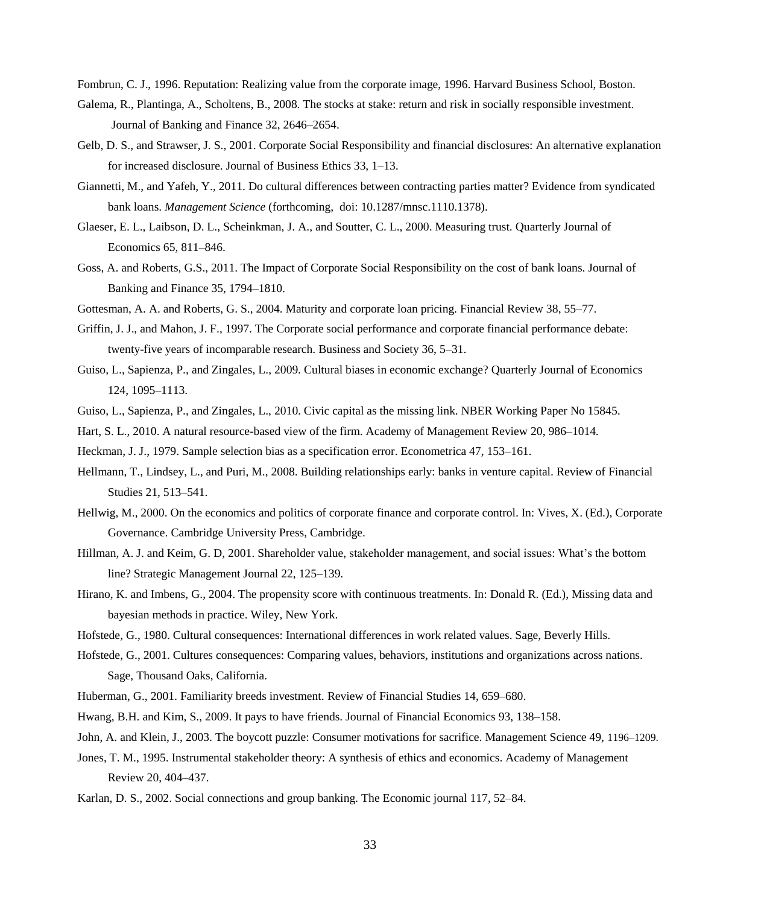Fombrun, C. J., 1996. Reputation: Realizing value from the corporate image, 1996. Harvard Business School, Boston.

Galema, R., Plantinga, A., Scholtens, B., 2008. The stocks at stake: return and risk in socially responsible investment. Journal of Banking and Finance 32, 2646–2654.

Gelb, D. S., and Strawser, J. S., 2001. Corporate Social Responsibility and financial disclosures: An alternative explanation for increased disclosure. Journal of Business Ethics 33, 1–13.

Giannetti, M., and Yafeh, Y., 2011. Do cultural differences between contracting parties matter? Evidence from syndicated bank loans. *Management Science* (forthcoming, doi: 10.1287/mnsc.1110.1378).

Glaeser, E. L., Laibson, D. L., Scheinkman, J. A., and Soutter, C. L., 2000. Measuring trust. Quarterly Journal of Economics 65, 811–846.

Goss, A. and Roberts, G.S., 2011. The Impact of Corporate Social Responsibility on the cost of bank loans. Journal of Banking and Finance 35, 1794–1810.

Gottesman, A. A. and Roberts, G. S., 2004. Maturity and corporate loan pricing. Financial Review 38, 55–77.

Griffin, J. J., and Mahon, J. F., 1997. The Corporate social performance and corporate financial performance debate: twenty-five years of incomparable research. Business and Society 36, 5–31.

Guiso, L., Sapienza, P., and Zingales, L., 2009. Cultural biases in economic exchange? Quarterly Journal of Economics 124, 1095–1113.

Guiso, L., Sapienza, P., and Zingales, L., 2010. Civic capital as the missing link. NBER Working Paper No 15845.

Hart, S. L., 2010. A natural resource-based view of the firm. Academy of Management Review 20, 986–1014.

Heckman, J. J., 1979. Sample selection bias as a specification error. Econometrica 47, 153–161.

Hellmann, T., Lindsey, L., and Puri, M., 2008. Building relationships early: banks in venture capital. Review of Financial Studies 21, 513–541.

Hellwig, M., 2000. On the economics and politics of corporate finance and corporate control. In: Vives, X. (Ed.), Corporate Governance. Cambridge University Press, Cambridge.

Hillman, A. J. and Keim, G. D, 2001. Shareholder value, stakeholder management, and social issues: What's the bottom line? Strategic Management Journal 22, 125–139.

Hirano, K. and Imbens, G., 2004. The propensity score with continuous treatments. In: Donald R. (Ed.), Missing data and bayesian methods in practice. Wiley, New York.

Hofstede, G., 1980. Cultural consequences: International differences in work related values. Sage, Beverly Hills.

Hofstede, G., 2001. Cultures consequences: Comparing values, behaviors, institutions and organizations across nations. Sage, Thousand Oaks, California.

Huberman, G., 2001. Familiarity breeds investment. Review of Financial Studies 14, 659–680.

Hwang, B.H. and Kim, S., 2009. It pays to have friends. Journal of Financial Economics 93, 138–158.

John, A. and Klein, J., 2003. The boycott puzzle: Consumer motivations for sacrifice. Management Science 49, 1196–1209.

Jones, T. M., 1995. Instrumental stakeholder theory: A synthesis of ethics and economics. Academy of Management Review 20, 404–437.

Karlan, D. S., 2002. Social connections and group banking. The Economic journal 117, 52–84.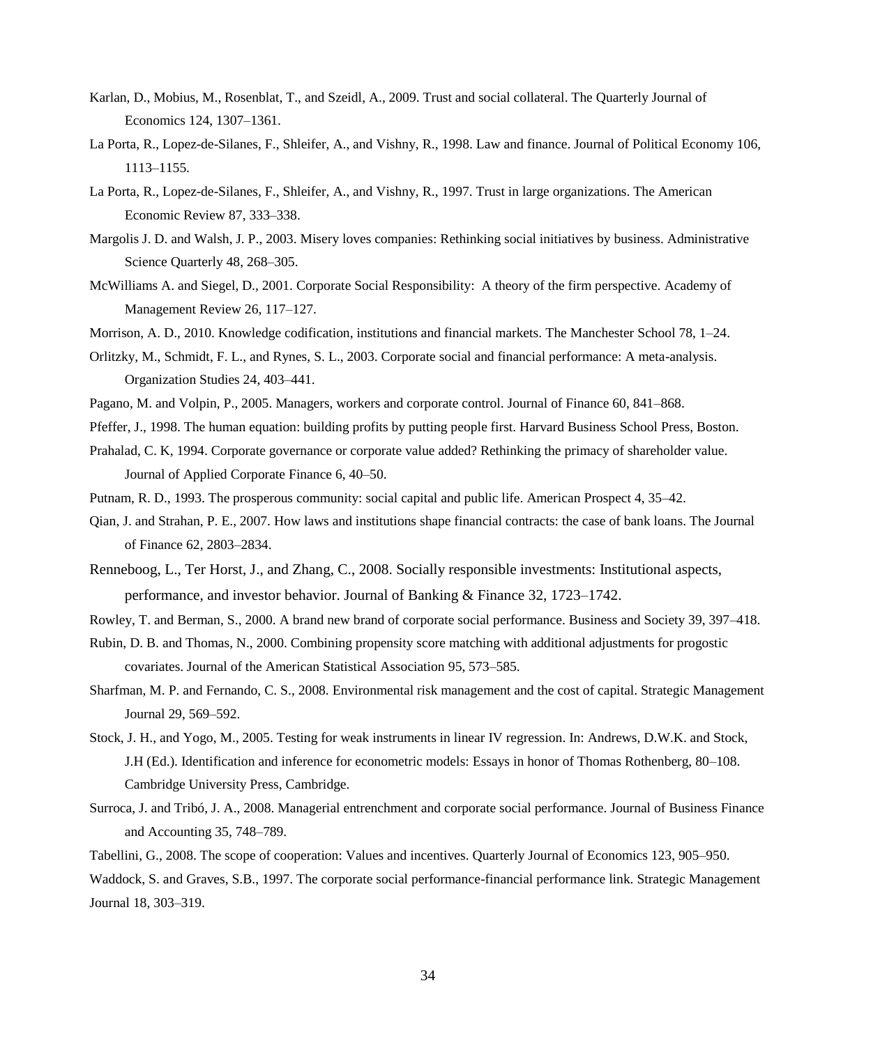Karlan, D., Mobius, M., Rosenblat, T., and Szeidl, A., 2009. Trust and social collateral. The Quarterly Journal of Economics 124, 1307–1361.

La Porta, R., Lopez-de-Silanes, F., Shleifer, A., and Vishny, R., 1998. Law and finance. Journal of Political Economy 106, 1113–1155.

La Porta, R., Lopez-de-Silanes, F., Shleifer, A., and Vishny, R., 1997. Trust in large organizations. The American Economic Review 87, 333–338.

Margolis J. D. and Walsh, J. P., 2003. Misery loves companies: Rethinking social initiatives by business. Administrative Science Quarterly 48, 268–305.

McWilliams A. and Siegel, D., 2001. Corporate Social Responsibility: A theory of the firm perspective. Academy of Management Review 26, 117–127.

Morrison, A. D., 2010. Knowledge codification, institutions and financial markets. The Manchester School 78, 1–24.

Orlitzky, M., Schmidt, F. L., and Rynes, S. L., 2003. Corporate social and financial performance: A meta-analysis. Organization Studies 24, 403–441.

Pagano, M. and Volpin, P., 2005. Managers, workers and corporate control. Journal of Finance 60, 841–868.

Pfeffer, J., 1998. The human equation: building profits by putting people first. Harvard Business School Press, Boston.

Prahalad, C. K, 1994. Corporate governance or corporate value added? Rethinking the primacy of shareholder value. Journal of Applied Corporate Finance 6, 40–50.

Putnam, R. D., 1993. The prosperous community: social capital and public life. American Prospect 4, 35–42.

Qian, J. and Strahan, P. E., 2007. How laws and institutions shape financial contracts: the case of bank loans. The Journal of Finance 62, 2803–2834.

Renneboog, L., Ter Horst, J., and Zhang, C., 2008. Socially responsible investments: Institutional aspects, performance, and investor behavior. Journal of Banking & Finance 32, 1723–1742.

Rowley, T. and Berman, S., 2000. A brand new brand of corporate social performance. Business and Society 39, 397–418.

Rubin, D. B. and Thomas, N., 2000. Combining propensity score matching with additional adjustments for progostic covariates. Journal of the American Statistical Association 95, 573–585.

Sharfman, M. P. and Fernando, C. S., 2008. Environmental risk management and the cost of capital. Strategic Management Journal 29, 569–592.

Stock, J. H., and Yogo, M., 2005. Testing for weak instruments in linear IV regression. In: Andrews, D.W.K. and Stock, J.H (Ed.). Identification and inference for econometric models: Essays in honor of Thomas Rothenberg, 80–108. Cambridge University Press, Cambridge.

Surroca, J. and Tribó, J. A., 2008. Managerial entrenchment and corporate social performance. Journal of Business Finance and Accounting 35, 748–789.

Tabellini, G., 2008. The scope of cooperation: Values and incentives. Quarterly Journal of Economics 123, 905–950.

Waddock, S. and Graves, S.B., 1997. The corporate social performance-financial performance link. Strategic Management Journal 18, 303–319.